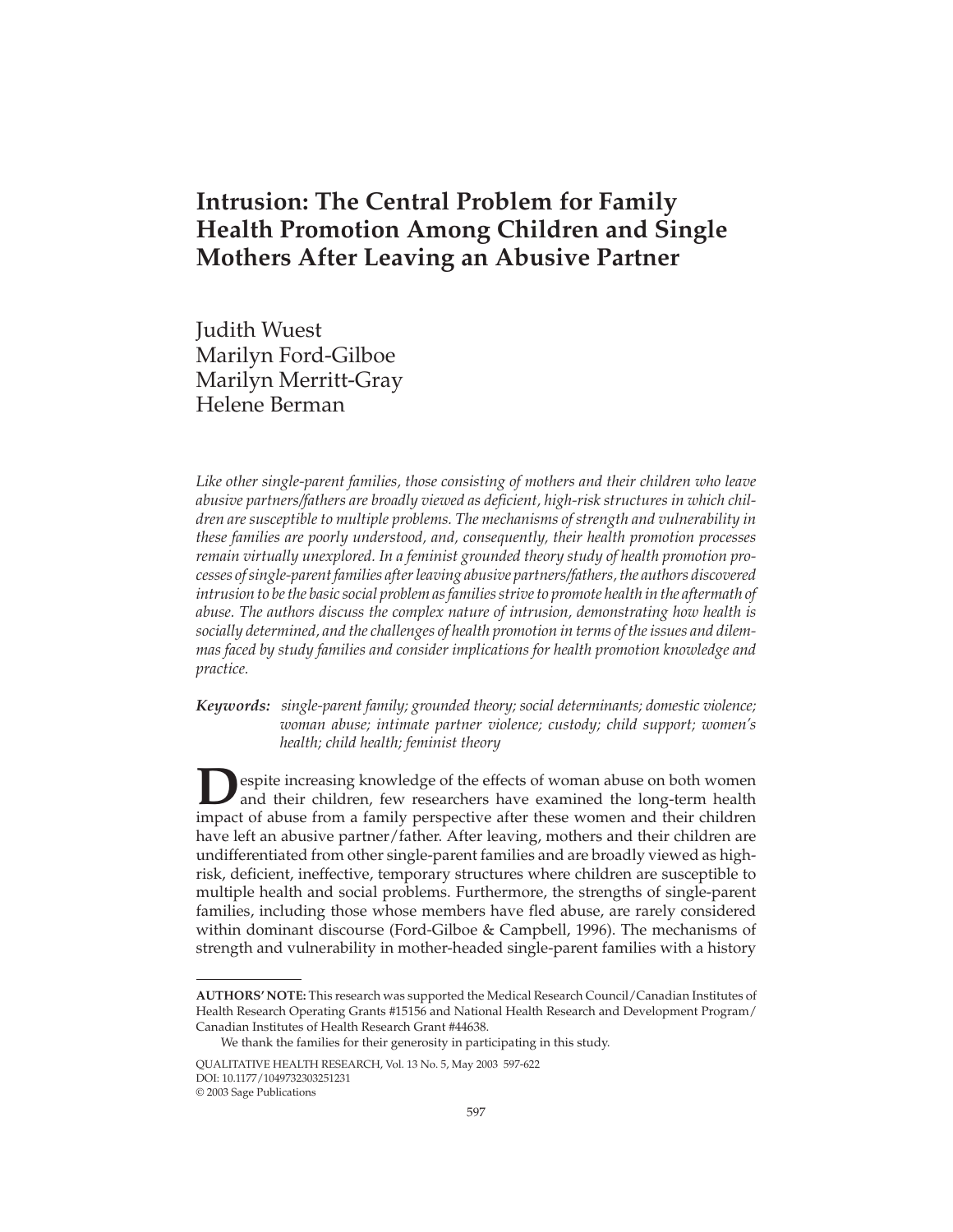# Intrusion: The Central Problem for Family Health Promotion Among Children and Single Mothers After Leaving an Abusive Partner

Judith Wuest
Marilyn Ford-Gilboe
Marilyn Merritt-Gray
Helene Berman

*Like other single-parent families, those consisting of mothers and their children who leave abusive partners/fathers are broadly viewed as deficient, high-risk structures in which children are susceptible to multiple problems. The mechanisms of strength and vulnerability in these families are poorly understood, and, consequently, their health promotion processes remain virtually unexplored. In a feminist grounded theory study of health promotion processes of single-parent families after leaving abusive partners/fathers, the authors discovered intrusion to be the basic social problem as families strive to promote health in the aftermath of abuse. The authors discuss the complex nature of intrusion, demonstrating how health is socially determined, and the challenges of health promotion in terms of the issues and dilemmas faced by study families and consider implications for health promotion knowledge and practice.*

**Keywords:** *single-parent family; grounded theory; social determinants; domestic violence; woman abuse; intimate partner violence; custody; child support; women's health; child health; feminist theory*

Despite increasing knowledge of the effects of woman abuse on both women and their children, few researchers have examined the long-term health impact of abuse from a family perspective after these women and their children have left an abusive partner/father. After leaving, mothers and their children are undifferentiated from other single-parent families and are broadly viewed as high-risk, deficient, ineffective, temporary structures where children are susceptible to multiple health and social problems. Furthermore, the strengths of single-parent families, including those whose members have fled abuse, are rarely considered within dominant discourse (Ford-Gilboe & Campbell, 1996). The mechanisms of strength and vulnerability in mother-headed single-parent families with a history

---

**AUTHORS' NOTE:** This research was supported the Medical Research Council/Canadian Institutes of Health Research Operating Grants #15156 and National Health Research and Development Program/Canadian Institutes of Health Research Grant #44638.

We thank the families for their generosity in participating in this study.

QUALITATIVE HEALTH RESEARCH, Vol. 13 No. 5, May 2003 597-622
DOI: 10.1177/1049732303251231
© 2003 Sage Publications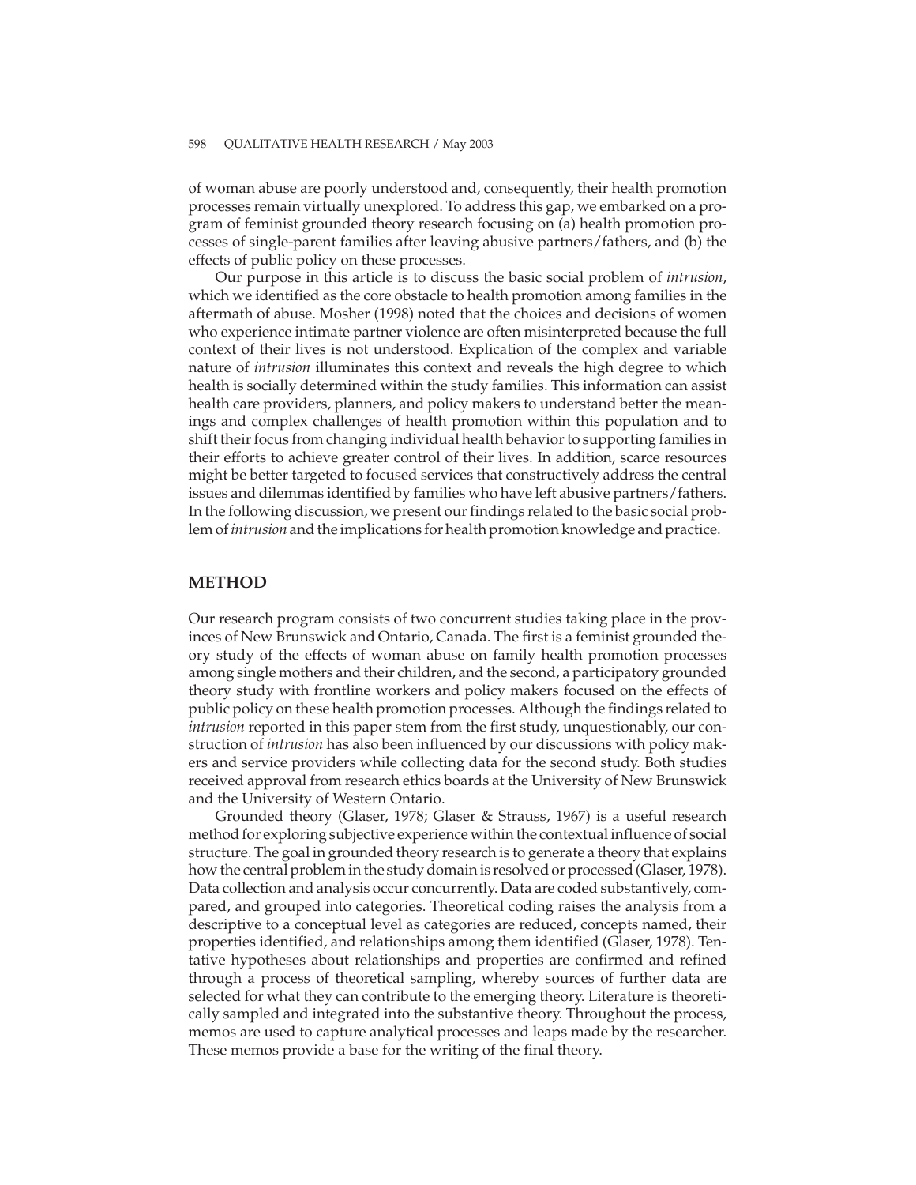of woman abuse are poorly understood and, consequently, their health promotion processes remain virtually unexplored. To address this gap, we embarked on a program of feminist grounded theory research focusing on (a) health promotion processes of single-parent families after leaving abusive partners/fathers, and (b) the effects of public policy on these processes.

Our purpose in this article is to discuss the basic social problem of *intrusion*, which we identified as the core obstacle to health promotion among families in the aftermath of abuse. Mosher (1998) noted that the choices and decisions of women who experience intimate partner violence are often misinterpreted because the full context of their lives is not understood. Explication of the complex and variable nature of *intrusion* illuminates this context and reveals the high degree to which health is socially determined within the study families. This information can assist health care providers, planners, and policy makers to understand better the meanings and complex challenges of health promotion within this population and to shift their focus from changing individual health behavior to supporting families in their efforts to achieve greater control of their lives. In addition, scarce resources might be better targeted to focused services that constructively address the central issues and dilemmas identified by families who have left abusive partners/fathers. In the following discussion, we present our findings related to the basic social problem of *intrusion* and the implications for health promotion knowledge and practice.

## METHOD

Our research program consists of two concurrent studies taking place in the provinces of New Brunswick and Ontario, Canada. The first is a feminist grounded theory study of the effects of woman abuse on family health promotion processes among single mothers and their children, and the second, a participatory grounded theory study with frontline workers and policy makers focused on the effects of public policy on these health promotion processes. Although the findings related to *intrusion* reported in this paper stem from the first study, unquestionably, our construction of *intrusion* has also been influenced by our discussions with policy makers and service providers while collecting data for the second study. Both studies received approval from research ethics boards at the University of New Brunswick and the University of Western Ontario.

Grounded theory (Glaser, 1978; Glaser & Strauss, 1967) is a useful research method for exploring subjective experience within the contextual influence of social structure. The goal in grounded theory research is to generate a theory that explains how the central problem in the study domain is resolved or processed (Glaser, 1978). Data collection and analysis occur concurrently. Data are coded substantively, compared, and grouped into categories. Theoretical coding raises the analysis from a descriptive to a conceptual level as categories are reduced, concepts named, their properties identified, and relationships among them identified (Glaser, 1978). Tentative hypotheses about relationships and properties are confirmed and refined through a process of theoretical sampling, whereby sources of further data are selected for what they can contribute to the emerging theory. Literature is theoretically sampled and integrated into the substantive theory. Throughout the process, memos are used to capture analytical processes and leaps made by the researcher. These memos provide a base for the writing of the final theory.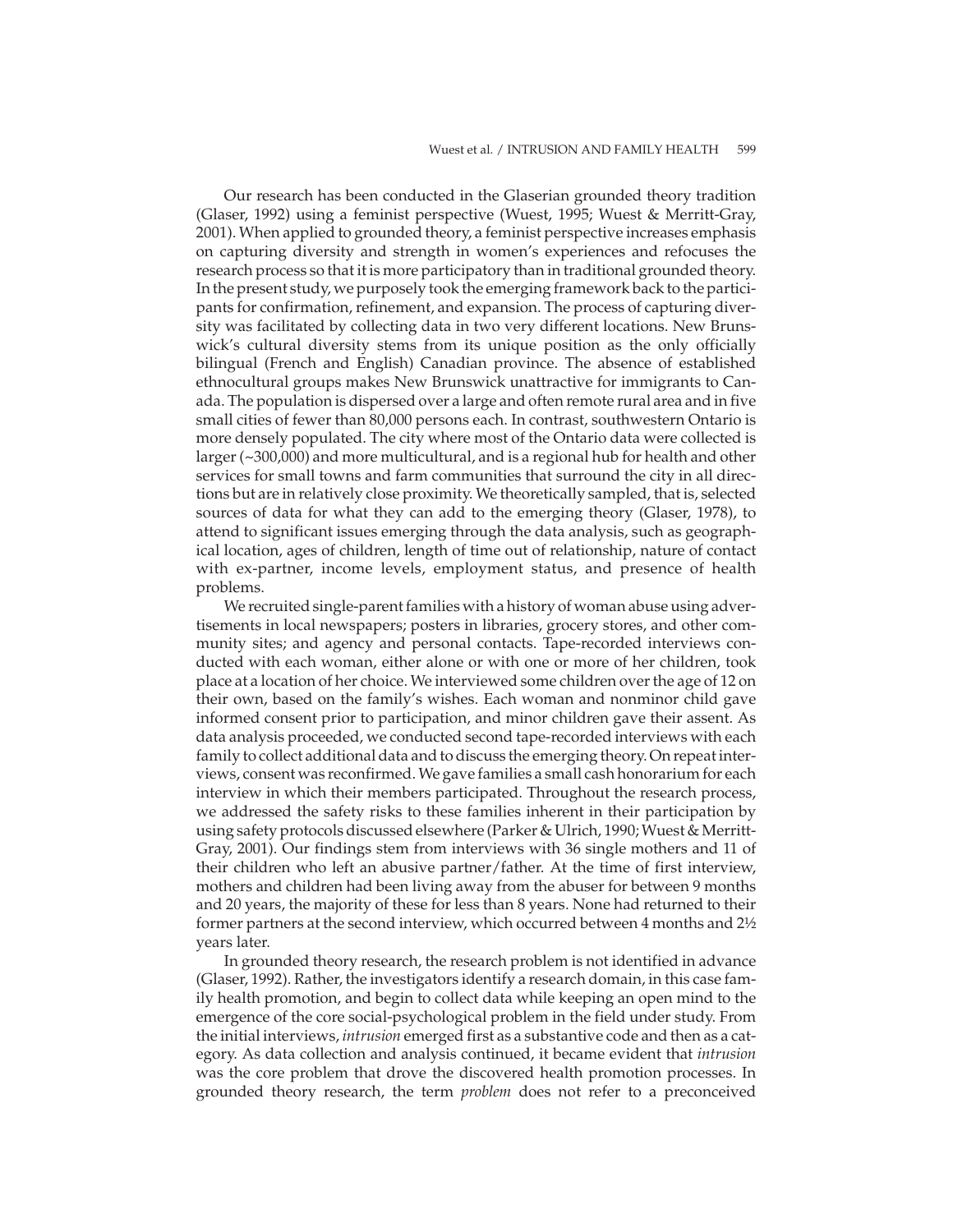Our research has been conducted in the Glaserian grounded theory tradition (Glaser, 1992) using a feminist perspective (Wuest, 1995; Wuest & Merritt-Gray, 2001). When applied to grounded theory, a feminist perspective increases emphasis on capturing diversity and strength in women's experiences and refocuses the research process so that it is more participatory than in traditional grounded theory. In the present study, we purposely took the emerging framework back to the participants for confirmation, refinement, and expansion. The process of capturing diversity was facilitated by collecting data in two very different locations. New Brunswick's cultural diversity stems from its unique position as the only officially bilingual (French and English) Canadian province. The absence of established ethnocultural groups makes New Brunswick unattractive for immigrants to Canada. The population is dispersed over a large and often remote rural area and in five small cities of fewer than 80,000 persons each. In contrast, southwestern Ontario is more densely populated. The city where most of the Ontario data were collected is larger (~300,000) and more multicultural, and is a regional hub for health and other services for small towns and farm communities that surround the city in all directions but are in relatively close proximity. We theoretically sampled, that is, selected sources of data for what they can add to the emerging theory (Glaser, 1978), to attend to significant issues emerging through the data analysis, such as geographical location, ages of children, length of time out of relationship, nature of contact with ex-partner, income levels, employment status, and presence of health problems.

We recruited single-parent families with a history of woman abuse using advertisements in local newspapers; posters in libraries, grocery stores, and other community sites; and agency and personal contacts. Tape-recorded interviews conducted with each woman, either alone or with one or more of her children, took place at a location of her choice. We interviewed some children over the age of 12 on their own, based on the family's wishes. Each woman and nonminor child gave informed consent prior to participation, and minor children gave their assent. As data analysis proceeded, we conducted second tape-recorded interviews with each family to collect additional data and to discuss the emerging theory. On repeat interviews, consent was reconfirmed. We gave families a small cash honorarium for each interview in which their members participated. Throughout the research process, we addressed the safety risks to these families inherent in their participation by using safety protocols discussed elsewhere (Parker & Ulrich, 1990; Wuest & Merritt-Gray, 2001). Our findings stem from interviews with 36 single mothers and 11 of their children who left an abusive partner/father. At the time of first interview, mothers and children had been living away from the abuser for between 9 months and 20 years, the majority of these for less than 8 years. None had returned to their former partners at the second interview, which occurred between 4 months and 2½ years later.

In grounded theory research, the research problem is not identified in advance (Glaser, 1992). Rather, the investigators identify a research domain, in this case family health promotion, and begin to collect data while keeping an open mind to the emergence of the core social-psychological problem in the field under study. From the initial interviews, *intrusion* emerged first as a substantive code and then as a category. As data collection and analysis continued, it became evident that *intrusion* was the core problem that drove the discovered health promotion processes. In grounded theory research, the term *problem* does not refer to a preconceived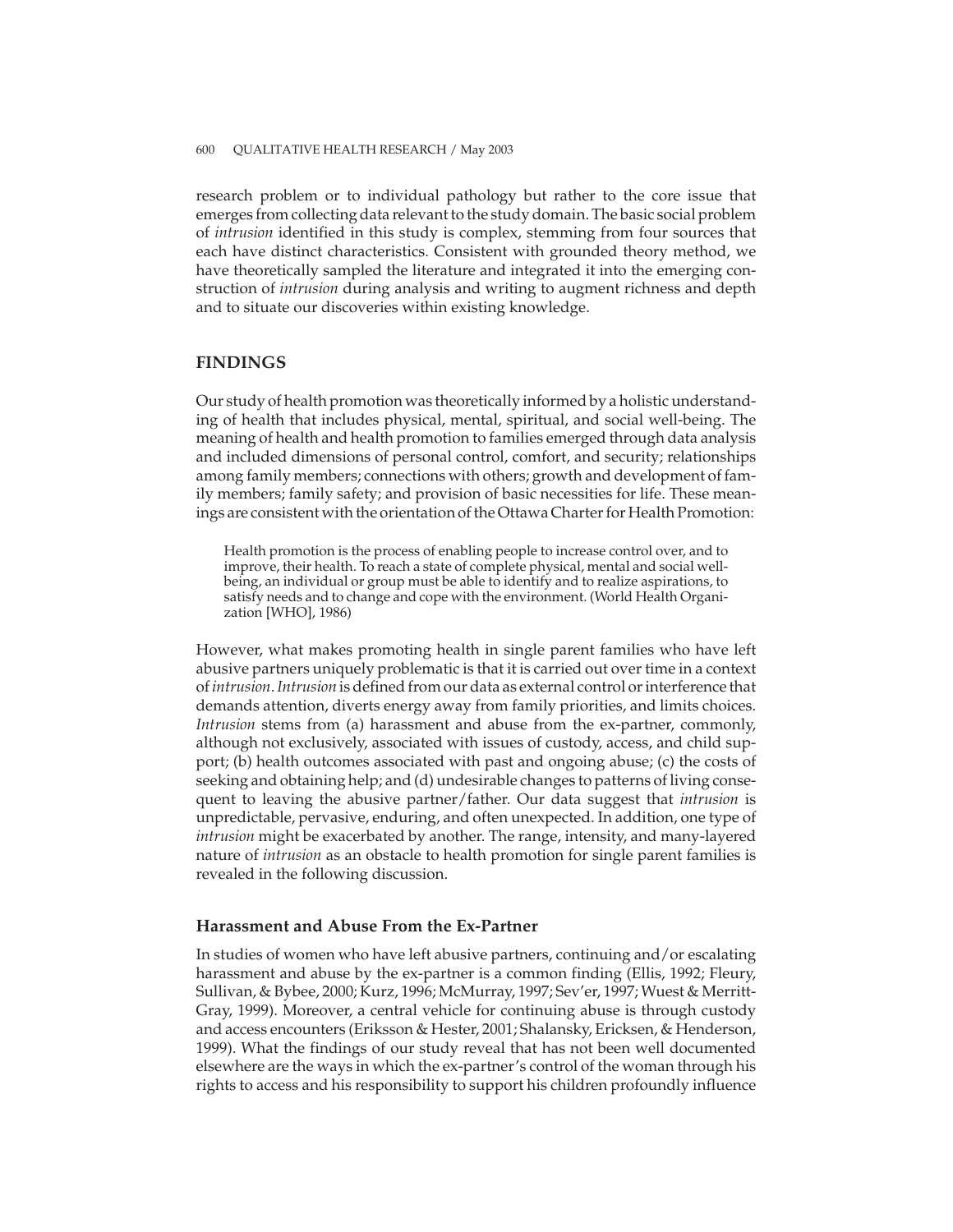research problem or to individual pathology but rather to the core issue that emerges from collecting data relevant to the study domain. The basic social problem of *intrusion* identified in this study is complex, stemming from four sources that each have distinct characteristics. Consistent with grounded theory method, we have theoretically sampled the literature and integrated it into the emerging construction of *intrusion* during analysis and writing to augment richness and depth and to situate our discoveries within existing knowledge.

## FINDINGS

Our study of health promotion was theoretically informed by a holistic understanding of health that includes physical, mental, spiritual, and social well-being. The meaning of health and health promotion to families emerged through data analysis and included dimensions of personal control, comfort, and security; relationships among family members; connections with others; growth and development of family members; family safety; and provision of basic necessities for life. These meanings are consistent with the orientation of the Ottawa Charter for Health Promotion:

> Health promotion is the process of enabling people to increase control over, and to improve, their health. To reach a state of complete physical, mental and social well-being, an individual or group must be able to identify and to realize aspirations, to satisfy needs and to change and cope with the environment. (World Health Organization [WHO], 1986)

However, what makes promoting health in single parent families who have left abusive partners uniquely problematic is that it is carried out over time in a context of *intrusion*. *Intrusion* is defined from our data as external control or interference that demands attention, diverts energy away from family priorities, and limits choices. *Intrusion* stems from (a) harassment and abuse from the ex-partner, commonly, although not exclusively, associated with issues of custody, access, and child support; (b) health outcomes associated with past and ongoing abuse; (c) the costs of seeking and obtaining help; and (d) undesirable changes to patterns of living consequent to leaving the abusive partner/father. Our data suggest that *intrusion* is unpredictable, pervasive, enduring, and often unexpected. In addition, one type of *intrusion* might be exacerbated by another. The range, intensity, and many-layered nature of *intrusion* as an obstacle to health promotion for single parent families is revealed in the following discussion.

### Harassment and Abuse From the Ex-Partner

In studies of women who have left abusive partners, continuing and/or escalating harassment and abuse by the ex-partner is a common finding (Ellis, 1992; Fleury, Sullivan, & Bybee, 2000; Kurz, 1996; McMurray, 1997; Sev'er, 1997; Wuest & Merritt-Gray, 1999). Moreover, a central vehicle for continuing abuse is through custody and access encounters (Eriksson & Hester, 2001; Shalansky, Ericksen, & Henderson, 1999). What the findings of our study reveal that has not been well documented elsewhere are the ways in which the ex-partner's control of the woman through his rights to access and his responsibility to support his children profoundly influence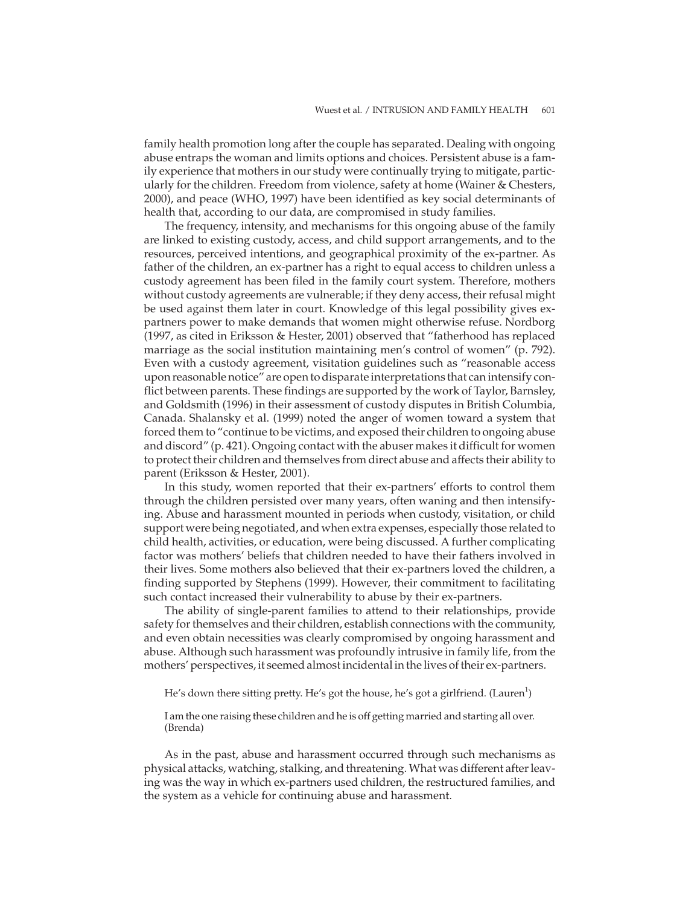family health promotion long after the couple has separated. Dealing with ongoing abuse entraps the woman and limits options and choices. Persistent abuse is a family experience that mothers in our study were continually trying to mitigate, particularly for the children. Freedom from violence, safety at home (Wainer & Chesters, 2000), and peace (WHO, 1997) have been identified as key social determinants of health that, according to our data, are compromised in study families.

The frequency, intensity, and mechanisms for this ongoing abuse of the family are linked to existing custody, access, and child support arrangements, and to the resources, perceived intentions, and geographical proximity of the ex-partner. As father of the children, an ex-partner has a right to equal access to children unless a custody agreement has been filed in the family court system. Therefore, mothers without custody agreements are vulnerable; if they deny access, their refusal might be used against them later in court. Knowledge of this legal possibility gives ex-partners power to make demands that women might otherwise refuse. Nordborg (1997, as cited in Eriksson & Hester, 2001) observed that "fatherhood has replaced marriage as the social institution maintaining men's control of women" (p. 792). Even with a custody agreement, visitation guidelines such as "reasonable access upon reasonable notice" are open to disparate interpretations that can intensify conflict between parents. These findings are supported by the work of Taylor, Barnsley, and Goldsmith (1996) in their assessment of custody disputes in British Columbia, Canada. Shalansky et al. (1999) noted the anger of women toward a system that forced them to "continue to be victims, and exposed their children to ongoing abuse and discord" (p. 421). Ongoing contact with the abuser makes it difficult for women to protect their children and themselves from direct abuse and affects their ability to parent (Eriksson & Hester, 2001).

In this study, women reported that their ex-partners' efforts to control them through the children persisted over many years, often waning and then intensifying. Abuse and harassment mounted in periods when custody, visitation, or child support were being negotiated, and when extra expenses, especially those related to child health, activities, or education, were being discussed. A further complicating factor was mothers' beliefs that children needed to have their fathers involved in their lives. Some mothers also believed that their ex-partners loved the children, a finding supported by Stephens (1999). However, their commitment to facilitating such contact increased their vulnerability to abuse by their ex-partners.

The ability of single-parent families to attend to their relationships, provide safety for themselves and their children, establish connections with the community, and even obtain necessities was clearly compromised by ongoing harassment and abuse. Although such harassment was profoundly intrusive in family life, from the mothers' perspectives, it seemed almost incidental in the lives of their ex-partners.

> He's down there sitting pretty. He's got the house, he's got a girlfriend. (Lauren[1])

> I am the one raising these children and he is off getting married and starting all over. (Brenda)

As in the past, abuse and harassment occurred through such mechanisms as physical attacks, watching, stalking, and threatening. What was different after leaving was the way in which ex-partners used children, the restructured families, and the system as a vehicle for continuing abuse and harassment.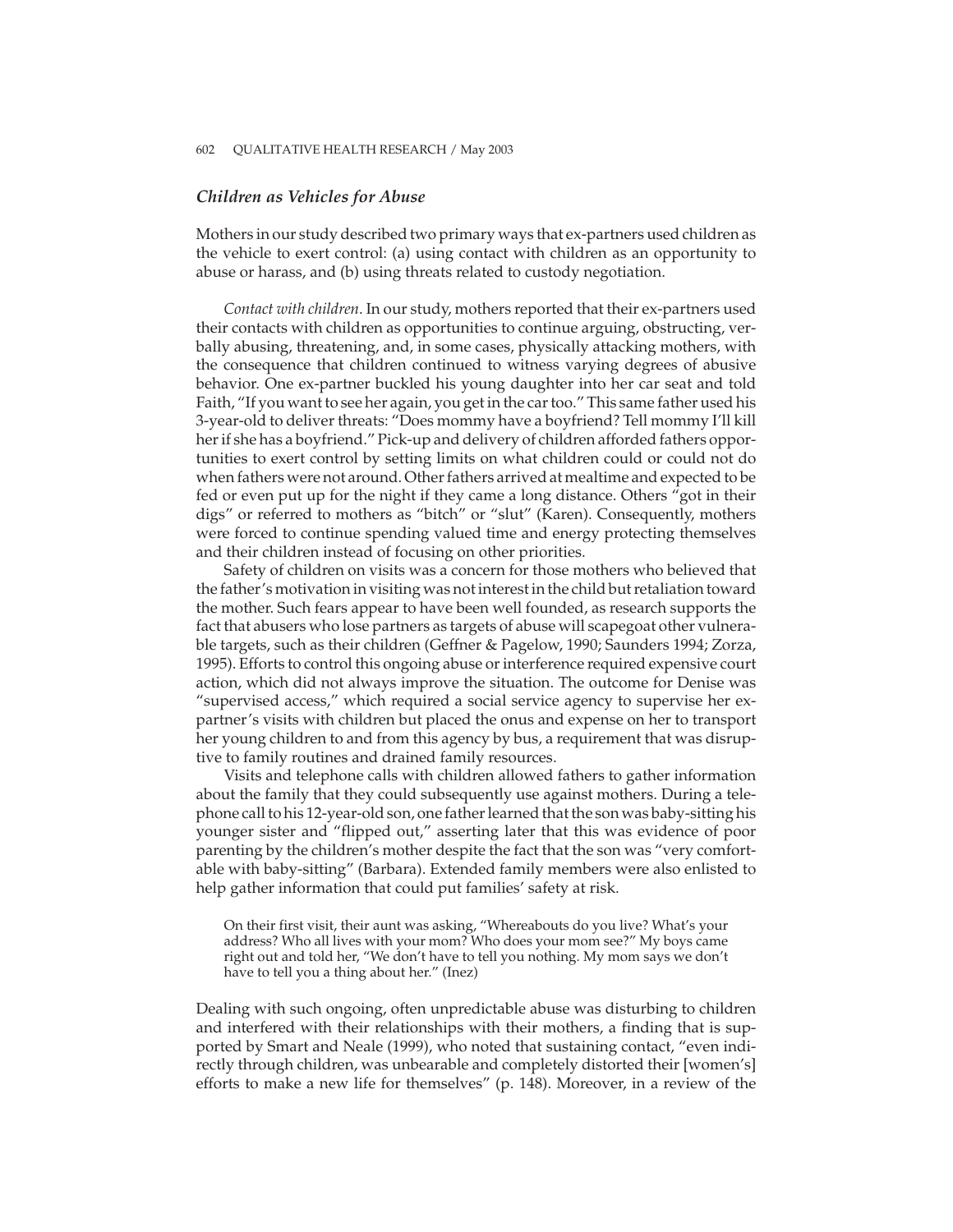### *Children as Vehicles for Abuse*

Mothers in our study described two primary ways that ex-partners used children as the vehicle to exert control: (a) using contact with children as an opportunity to abuse or harass, and (b) using threats related to custody negotiation.

*Contact with children*. In our study, mothers reported that their ex-partners used their contacts with children as opportunities to continue arguing, obstructing, verbally abusing, threatening, and, in some cases, physically attacking mothers, with the consequence that children continued to witness varying degrees of abusive behavior. One ex-partner buckled his young daughter into her car seat and told Faith, "If you want to see her again, you get in the car too." This same father used his 3-year-old to deliver threats: "Does mommy have a boyfriend? Tell mommy I'll kill her if she has a boyfriend." Pick-up and delivery of children afforded fathers opportunities to exert control by setting limits on what children could or could not do when fathers were not around. Other fathers arrived at mealtime and expected to be fed or even put up for the night if they came a long distance. Others "got in their digs" or referred to mothers as "bitch" or "slut" (Karen). Consequently, mothers were forced to continue spending valued time and energy protecting themselves and their children instead of focusing on other priorities.

Safety of children on visits was a concern for those mothers who believed that the father's motivation in visiting was not interest in the child but retaliation toward the mother. Such fears appear to have been well founded, as research supports the fact that abusers who lose partners as targets of abuse will scapegoat other vulnerable targets, such as their children (Geffner & Pagelow, 1990; Saunders 1994; Zorza, 1995). Efforts to control this ongoing abuse or interference required expensive court action, which did not always improve the situation. The outcome for Denise was "supervised access," which required a social service agency to supervise her ex-partner's visits with children but placed the onus and expense on her to transport her young children to and from this agency by bus, a requirement that was disruptive to family routines and drained family resources.

Visits and telephone calls with children allowed fathers to gather information about the family that they could subsequently use against mothers. During a telephone call to his 12-year-old son, one father learned that the son was baby-sitting his younger sister and "flipped out," asserting later that this was evidence of poor parenting by the children's mother despite the fact that the son was "very comfortable with baby-sitting" (Barbara). Extended family members were also enlisted to help gather information that could put families' safety at risk.

> On their first visit, their aunt was asking, "Whereabouts do you live? What's your address? Who all lives with your mom? Who does your mom see?" My boys came right out and told her, "We don't have to tell you nothing. My mom says we don't have to tell you a thing about her." (Inez)

Dealing with such ongoing, often unpredictable abuse was disturbing to children and interfered with their relationships with their mothers, a finding that is supported by Smart and Neale (1999), who noted that sustaining contact, "even indirectly through children, was unbearable and completely distorted their [women's] efforts to make a new life for themselves" (p. 148). Moreover, in a review of the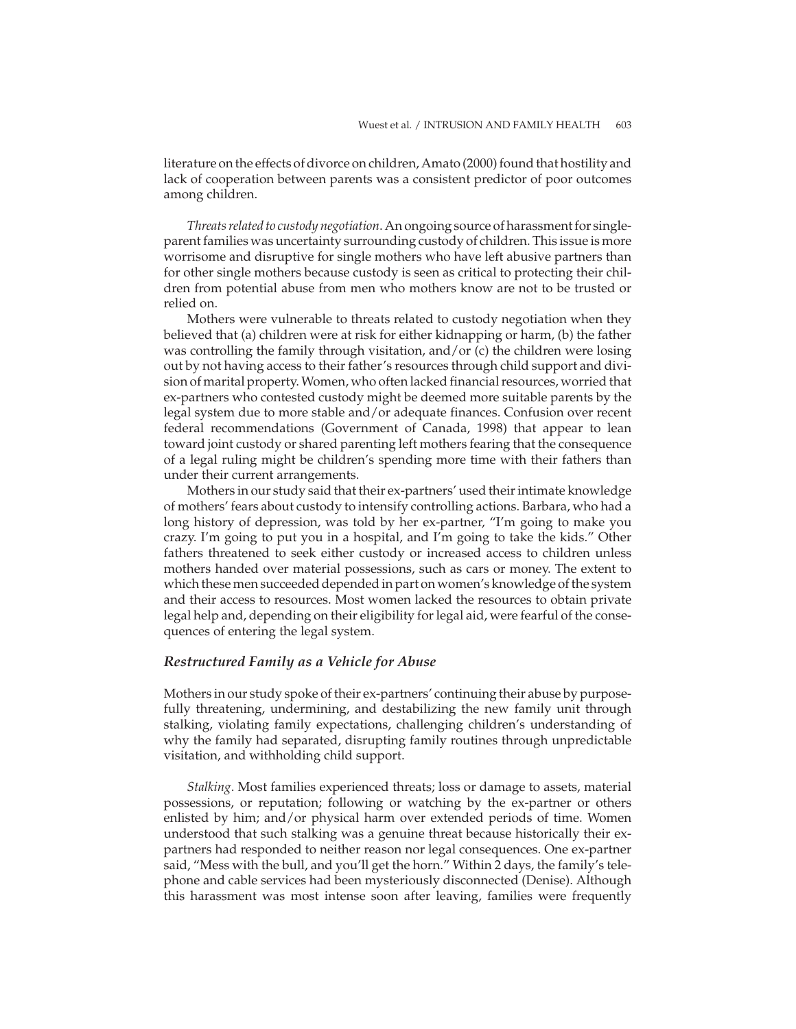literature on the effects of divorce on children, Amato (2000) found that hostility and lack of cooperation between parents was a consistent predictor of poor outcomes among children.

*Threats related to custody negotiation*. An ongoing source of harassment for single-parent families was uncertainty surrounding custody of children. This issue is more worrisome and disruptive for single mothers who have left abusive partners than for other single mothers because custody is seen as critical to protecting their children from potential abuse from men who mothers know are not to be trusted or relied on.

Mothers were vulnerable to threats related to custody negotiation when they believed that (a) children were at risk for either kidnapping or harm, (b) the father was controlling the family through visitation, and/or (c) the children were losing out by not having access to their father's resources through child support and division of marital property. Women, who often lacked financial resources, worried that ex-partners who contested custody might be deemed more suitable parents by the legal system due to more stable and/or adequate finances. Confusion over recent federal recommendations (Government of Canada, 1998) that appear to lean toward joint custody or shared parenting left mothers fearing that the consequence of a legal ruling might be children's spending more time with their fathers than under their current arrangements.

Mothers in our study said that their ex-partners' used their intimate knowledge of mothers' fears about custody to intensify controlling actions. Barbara, who had a long history of depression, was told by her ex-partner, "I'm going to make you crazy. I'm going to put you in a hospital, and I'm going to take the kids." Other fathers threatened to seek either custody or increased access to children unless mothers handed over material possessions, such as cars or money. The extent to which these men succeeded depended in part on women's knowledge of the system and their access to resources. Most women lacked the resources to obtain private legal help and, depending on their eligibility for legal aid, were fearful of the consequences of entering the legal system.

### *Restructured Family as a Vehicle for Abuse*

Mothers in our study spoke of their ex-partners' continuing their abuse by purposefully threatening, undermining, and destabilizing the new family unit through stalking, violating family expectations, challenging children's understanding of why the family had separated, disrupting family routines through unpredictable visitation, and withholding child support.

*Stalking*. Most families experienced threats; loss or damage to assets, material possessions, or reputation; following or watching by the ex-partner or others enlisted by him; and/or physical harm over extended periods of time. Women understood that such stalking was a genuine threat because historically their ex-partners had responded to neither reason nor legal consequences. One ex-partner said, "Mess with the bull, and you'll get the horn." Within 2 days, the family's telephone and cable services had been mysteriously disconnected (Denise). Although this harassment was most intense soon after leaving, families were frequently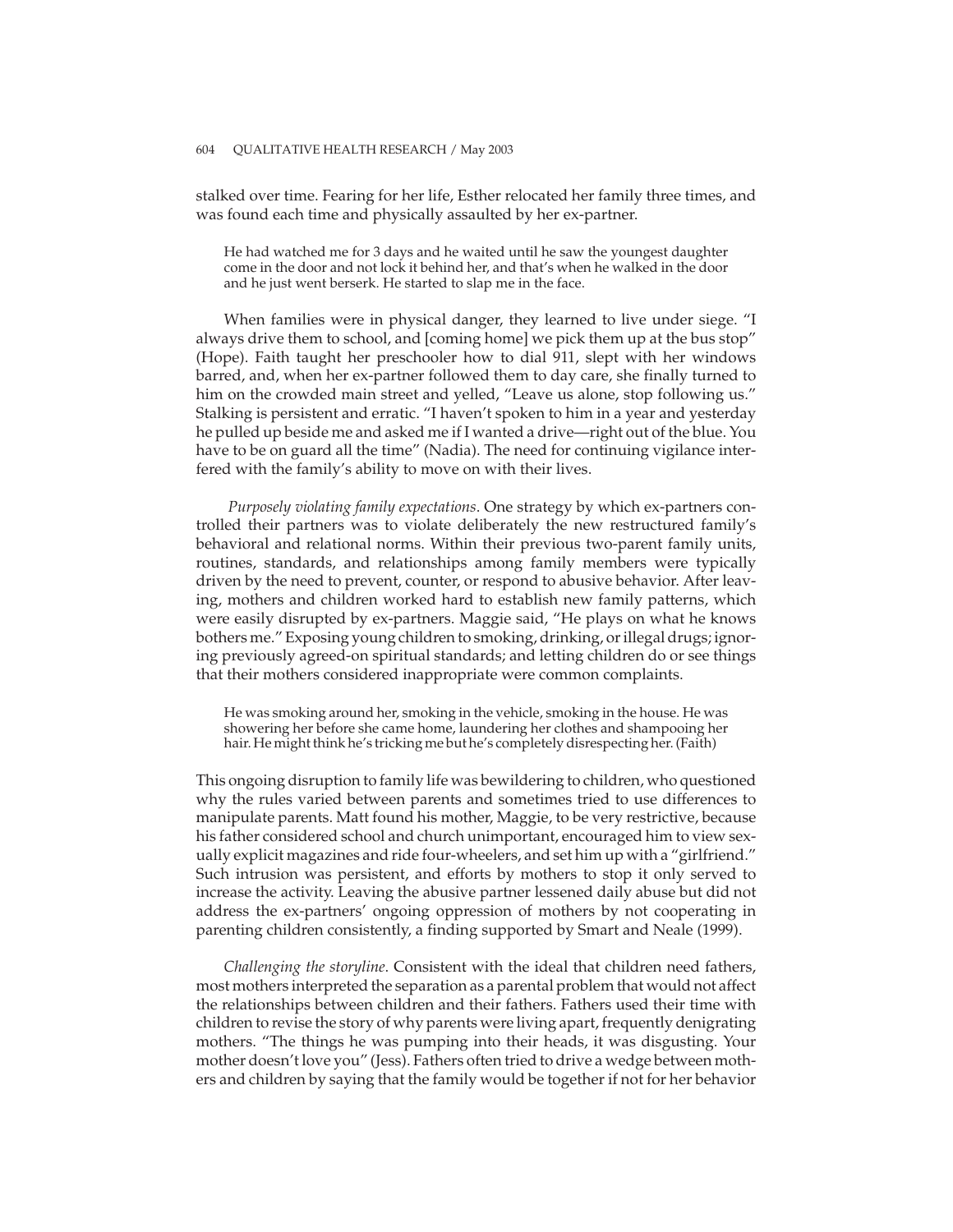stalked over time. Fearing for her life, Esther relocated her family three times, and was found each time and physically assaulted by her ex-partner.

> He had watched me for 3 days and he waited until he saw the youngest daughter come in the door and not lock it behind her, and that's when he walked in the door and he just went berserk. He started to slap me in the face.

When families were in physical danger, they learned to live under siege. "I always drive them to school, and [coming home] we pick them up at the bus stop" (Hope). Faith taught her preschooler how to dial 911, slept with her windows barred, and, when her ex-partner followed them to day care, she finally turned to him on the crowded main street and yelled, "Leave us alone, stop following us." Stalking is persistent and erratic. "I haven't spoken to him in a year and yesterday he pulled up beside me and asked me if I wanted a drive—right out of the blue. You have to be on guard all the time" (Nadia). The need for continuing vigilance interfered with the family's ability to move on with their lives.

*Purposely violating family expectations*. One strategy by which ex-partners controlled their partners was to violate deliberately the new restructured family's behavioral and relational norms. Within their previous two-parent family units, routines, standards, and relationships among family members were typically driven by the need to prevent, counter, or respond to abusive behavior. After leaving, mothers and children worked hard to establish new family patterns, which were easily disrupted by ex-partners. Maggie said, "He plays on what he knows bothers me." Exposing young children to smoking, drinking, or illegal drugs; ignoring previously agreed-on spiritual standards; and letting children do or see things that their mothers considered inappropriate were common complaints.

> He was smoking around her, smoking in the vehicle, smoking in the house. He was showering her before she came home, laundering her clothes and shampooing her hair. He might think he's tricking me but he's completely disrespecting her. (Faith)

This ongoing disruption to family life was bewildering to children, who questioned why the rules varied between parents and sometimes tried to use differences to manipulate parents. Matt found his mother, Maggie, to be very restrictive, because his father considered school and church unimportant, encouraged him to view sexually explicit magazines and ride four-wheelers, and set him up with a "girlfriend." Such intrusion was persistent, and efforts by mothers to stop it only served to increase the activity. Leaving the abusive partner lessened daily abuse but did not address the ex-partners' ongoing oppression of mothers by not cooperating in parenting children consistently, a finding supported by Smart and Neale (1999).

*Challenging the storyline*. Consistent with the ideal that children need fathers, most mothers interpreted the separation as a parental problem that would not affect the relationships between children and their fathers. Fathers used their time with children to revise the story of why parents were living apart, frequently denigrating mothers. "The things he was pumping into their heads, it was disgusting. Your mother doesn't love you" (Jess). Fathers often tried to drive a wedge between mothers and children by saying that the family would be together if not for her behavior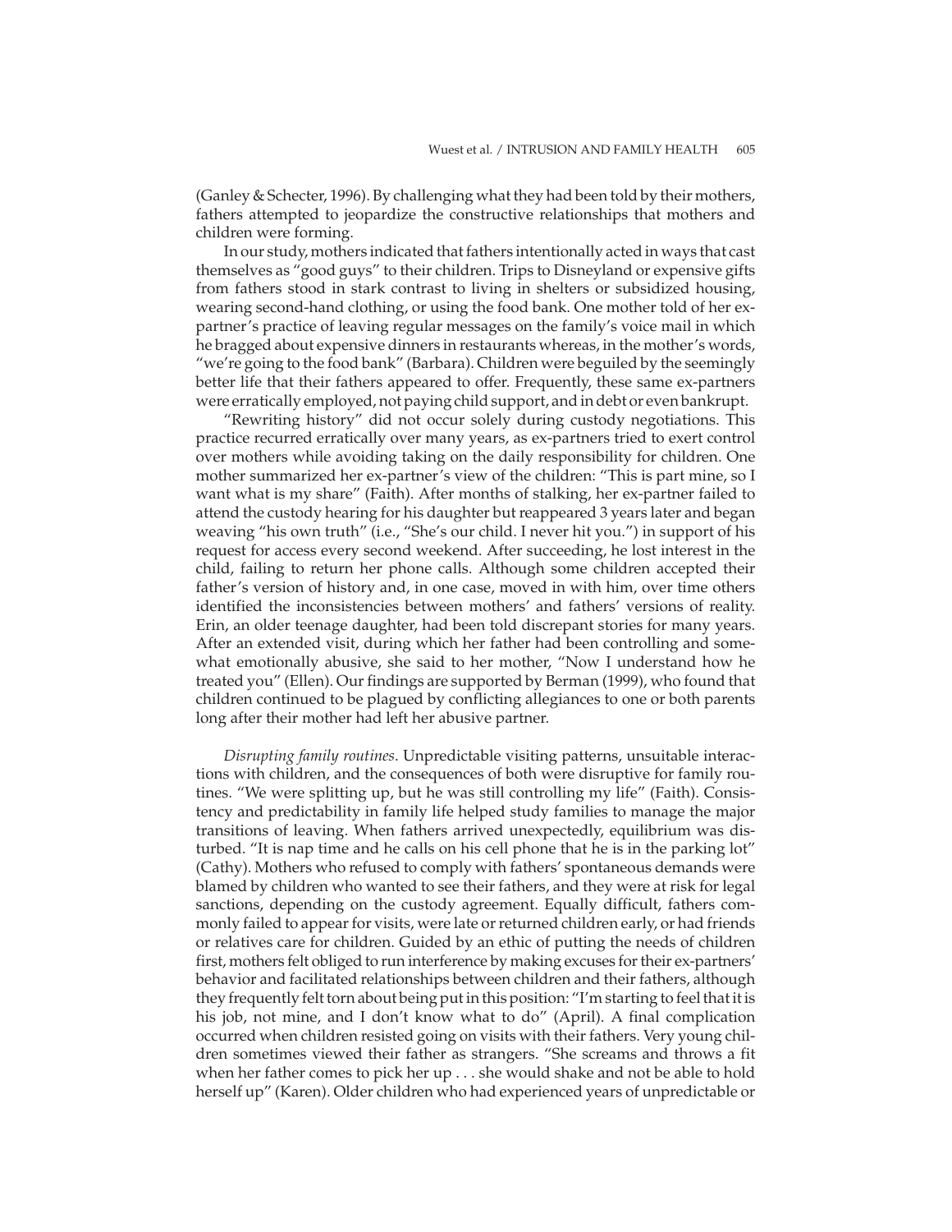(Ganley & Schecter, 1996). By challenging what they had been told by their mothers, fathers attempted to jeopardize the constructive relationships that mothers and children were forming.

In our study, mothers indicated that fathers intentionally acted in ways that cast themselves as "good guys" to their children. Trips to Disneyland or expensive gifts from fathers stood in stark contrast to living in shelters or subsidized housing, wearing second-hand clothing, or using the food bank. One mother told of her ex-partner's practice of leaving regular messages on the family's voice mail in which he bragged about expensive dinners in restaurants whereas, in the mother's words, "we're going to the food bank" (Barbara). Children were beguiled by the seemingly better life that their fathers appeared to offer. Frequently, these same ex-partners were erratically employed, not paying child support, and in debt or even bankrupt.

"Rewriting history" did not occur solely during custody negotiations. This practice recurred erratically over many years, as ex-partners tried to exert control over mothers while avoiding taking on the daily responsibility for children. One mother summarized her ex-partner's view of the children: "This is part mine, so I want what is my share" (Faith). After months of stalking, her ex-partner failed to attend the custody hearing for his daughter but reappeared 3 years later and began weaving "his own truth" (i.e., "She's our child. I never hit you.") in support of his request for access every second weekend. After succeeding, he lost interest in the child, failing to return her phone calls. Although some children accepted their father's version of history and, in one case, moved in with him, over time others identified the inconsistencies between mothers' and fathers' versions of reality. Erin, an older teenage daughter, had been told discrepant stories for many years. After an extended visit, during which her father had been controlling and somewhat emotionally abusive, she said to her mother, "Now I understand how he treated you" (Ellen). Our findings are supported by Berman (1999), who found that children continued to be plagued by conflicting allegiances to one or both parents long after their mother had left her abusive partner.

*Disrupting family routines*. Unpredictable visiting patterns, unsuitable interactions with children, and the consequences of both were disruptive for family routines. "We were splitting up, but he was still controlling my life" (Faith). Consistency and predictability in family life helped study families to manage the major transitions of leaving. When fathers arrived unexpectedly, equilibrium was disturbed. "It is nap time and he calls on his cell phone that he is in the parking lot" (Cathy). Mothers who refused to comply with fathers' spontaneous demands were blamed by children who wanted to see their fathers, and they were at risk for legal sanctions, depending on the custody agreement. Equally difficult, fathers commonly failed to appear for visits, were late or returned children early, or had friends or relatives care for children. Guided by an ethic of putting the needs of children first, mothers felt obliged to run interference by making excuses for their ex-partners' behavior and facilitated relationships between children and their fathers, although they frequently felt torn about being put in this position: "I'm starting to feel that it is his job, not mine, and I don't know what to do" (April). A final complication occurred when children resisted going on visits with their fathers. Very young children sometimes viewed their father as strangers. "She screams and throws a fit when her father comes to pick her up . . . she would shake and not be able to hold herself up" (Karen). Older children who had experienced years of unpredictable or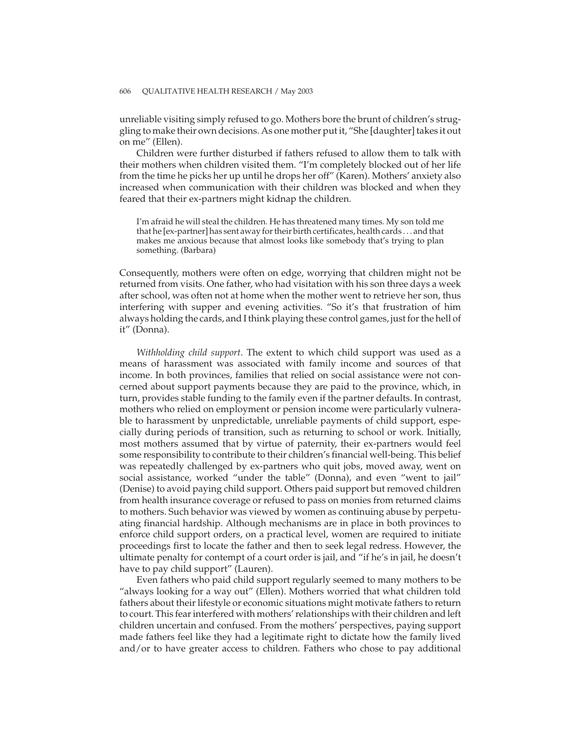unreliable visiting simply refused to go. Mothers bore the brunt of children's struggling to make their own decisions. As one mother put it, "She [daughter] takes it out on me" (Ellen).

Children were further disturbed if fathers refused to allow them to talk with their mothers when children visited them. "I'm completely blocked out of her life from the time he picks her up until he drops her off" (Karen). Mothers' anxiety also increased when communication with their children was blocked and when they feared that their ex-partners might kidnap the children.

> I'm afraid he will steal the children. He has threatened many times. My son told me that he [ex-partner] has sent away for their birth certificates, health cards . . . and that makes me anxious because that almost looks like somebody that's trying to plan something. (Barbara)

Consequently, mothers were often on edge, worrying that children might not be returned from visits. One father, who had visitation with his son three days a week after school, was often not at home when the mother went to retrieve her son, thus interfering with supper and evening activities. "So it's that frustration of him always holding the cards, and I think playing these control games, just for the hell of it" (Donna).

*Withholding child support*. The extent to which child support was used as a means of harassment was associated with family income and sources of that income. In both provinces, families that relied on social assistance were not concerned about support payments because they are paid to the province, which, in turn, provides stable funding to the family even if the partner defaults. In contrast, mothers who relied on employment or pension income were particularly vulnerable to harassment by unpredictable, unreliable payments of child support, especially during periods of transition, such as returning to school or work. Initially, most mothers assumed that by virtue of paternity, their ex-partners would feel some responsibility to contribute to their children's financial well-being. This belief was repeatedly challenged by ex-partners who quit jobs, moved away, went on social assistance, worked "under the table" (Donna), and even "went to jail" (Denise) to avoid paying child support. Others paid support but removed children from health insurance coverage or refused to pass on monies from returned claims to mothers. Such behavior was viewed by women as continuing abuse by perpetuating financial hardship. Although mechanisms are in place in both provinces to enforce child support orders, on a practical level, women are required to initiate proceedings first to locate the father and then to seek legal redress. However, the ultimate penalty for contempt of a court order is jail, and "if he's in jail, he doesn't have to pay child support" (Lauren).

Even fathers who paid child support regularly seemed to many mothers to be "always looking for a way out" (Ellen). Mothers worried that what children told fathers about their lifestyle or economic situations might motivate fathers to return to court. This fear interfered with mothers' relationships with their children and left children uncertain and confused. From the mothers' perspectives, paying support made fathers feel like they had a legitimate right to dictate how the family lived and/or to have greater access to children. Fathers who chose to pay additional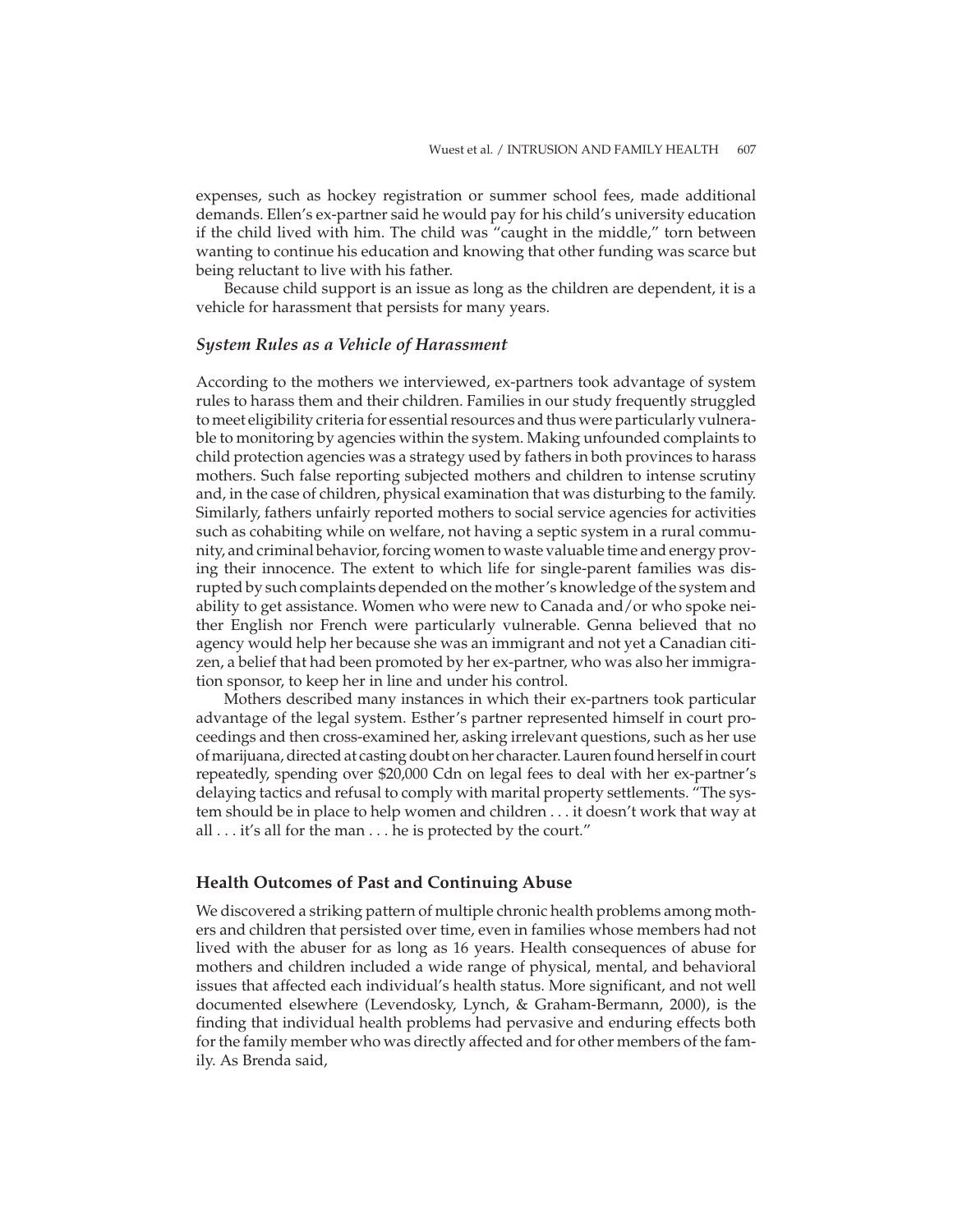expenses, such as hockey registration or summer school fees, made additional demands. Ellen's ex-partner said he would pay for his child's university education if the child lived with him. The child was "caught in the middle," torn between wanting to continue his education and knowing that other funding was scarce but being reluctant to live with his father.

Because child support is an issue as long as the children are dependent, it is a vehicle for harassment that persists for many years.

### *System Rules as a Vehicle of Harassment*

According to the mothers we interviewed, ex-partners took advantage of system rules to harass them and their children. Families in our study frequently struggled to meet eligibility criteria for essential resources and thus were particularly vulnerable to monitoring by agencies within the system. Making unfounded complaints to child protection agencies was a strategy used by fathers in both provinces to harass mothers. Such false reporting subjected mothers and children to intense scrutiny and, in the case of children, physical examination that was disturbing to the family. Similarly, fathers unfairly reported mothers to social service agencies for activities such as cohabiting while on welfare, not having a septic system in a rural community, and criminal behavior, forcing women to waste valuable time and energy proving their innocence. The extent to which life for single-parent families was disrupted by such complaints depended on the mother's knowledge of the system and ability to get assistance. Women who were new to Canada and/or who spoke neither English nor French were particularly vulnerable. Genna believed that no agency would help her because she was an immigrant and not yet a Canadian citizen, a belief that had been promoted by her ex-partner, who was also her immigration sponsor, to keep her in line and under his control.

Mothers described many instances in which their ex-partners took particular advantage of the legal system. Esther's partner represented himself in court proceedings and then cross-examined her, asking irrelevant questions, such as her use of marijuana, directed at casting doubt on her character. Lauren found herself in court repeatedly, spending over $20,000 Cdn on legal fees to deal with her ex-partner's delaying tactics and refusal to comply with marital property settlements. "The system should be in place to help women and children . . . it doesn't work that way at all . . . it's all for the man . . . he is protected by the court."

## **Health Outcomes of Past and Continuing Abuse**

We discovered a striking pattern of multiple chronic health problems among mothers and children that persisted over time, even in families whose members had not lived with the abuser for as long as 16 years. Health consequences of abuse for mothers and children included a wide range of physical, mental, and behavioral issues that affected each individual's health status. More significant, and not well documented elsewhere (Levendosky, Lynch, & Graham-Bermann, 2000), is the finding that individual health problems had pervasive and enduring effects both for the family member who was directly affected and for other members of the family. As Brenda said,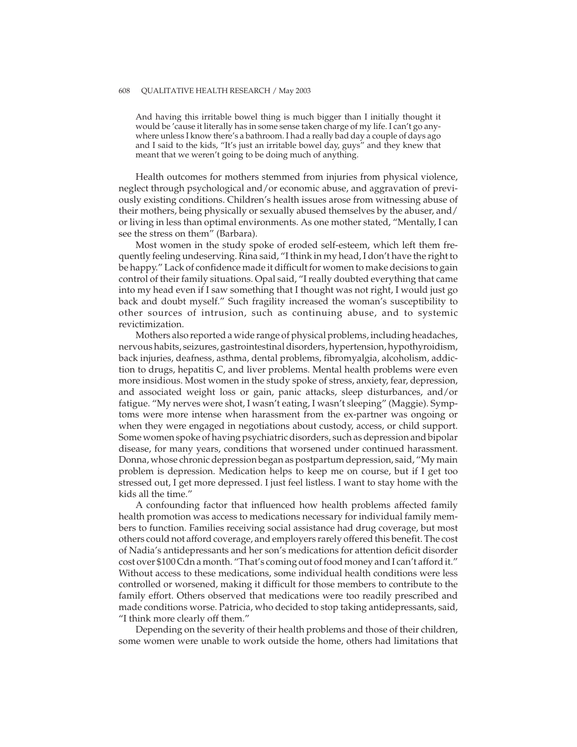> And having this irritable bowel thing is much bigger than I initially thought it would be 'cause it literally has in some sense taken charge of my life. I can't go anywhere unless I know there's a bathroom. I had a really bad day a couple of days ago and I said to the kids, "It's just an irritable bowel day, guys" and they knew that meant that we weren't going to be doing much of anything.

Health outcomes for mothers stemmed from injuries from physical violence, neglect through psychological and/or economic abuse, and aggravation of previously existing conditions. Children's health issues arose from witnessing abuse of their mothers, being physically or sexually abused themselves by the abuser, and/or living in less than optimal environments. As one mother stated, "Mentally, I can see the stress on them" (Barbara).

Most women in the study spoke of eroded self-esteem, which left them frequently feeling undeserving. Rina said, "I think in my head, I don't have the right to be happy." Lack of confidence made it difficult for women to make decisions to gain control of their family situations. Opal said, "I really doubted everything that came into my head even if I saw something that I thought was not right, I would just go back and doubt myself." Such fragility increased the woman's susceptibility to other sources of intrusion, such as continuing abuse, and to systemic revictimization.

Mothers also reported a wide range of physical problems, including headaches, nervous habits, seizures, gastrointestinal disorders, hypertension, hypothyroidism, back injuries, deafness, asthma, dental problems, fibromyalgia, alcoholism, addiction to drugs, hepatitis C, and liver problems. Mental health problems were even more insidious. Most women in the study spoke of stress, anxiety, fear, depression, and associated weight loss or gain, panic attacks, sleep disturbances, and/or fatigue. "My nerves were shot, I wasn't eating, I wasn't sleeping" (Maggie). Symptoms were more intense when harassment from the ex-partner was ongoing or when they were engaged in negotiations about custody, access, or child support. Some women spoke of having psychiatric disorders, such as depression and bipolar disease, for many years, conditions that worsened under continued harassment. Donna, whose chronic depression began as postpartum depression, said, "My main problem is depression. Medication helps to keep me on course, but if I get too stressed out, I get more depressed. I just feel listless. I want to stay home with the kids all the time."

A confounding factor that influenced how health problems affected family health promotion was access to medications necessary for individual family members to function. Families receiving social assistance had drug coverage, but most others could not afford coverage, and employers rarely offered this benefit. The cost of Nadia's antidepressants and her son's medications for attention deficit disorder cost over $100 Cdn a month. "That's coming out of food money and I can't afford it." Without access to these medications, some individual health conditions were less controlled or worsened, making it difficult for those members to contribute to the family effort. Others observed that medications were too readily prescribed and made conditions worse. Patricia, who decided to stop taking antidepressants, said, "I think more clearly off them."

Depending on the severity of their health problems and those of their children, some women were unable to work outside the home, others had limitations that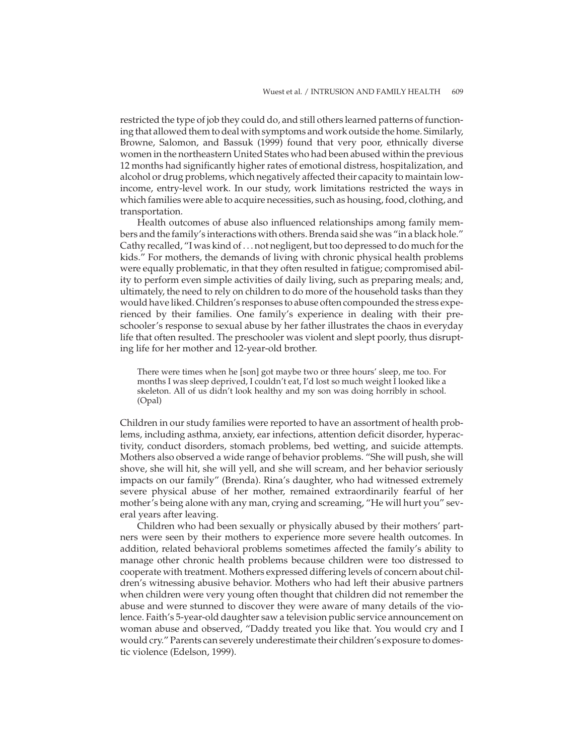restricted the type of job they could do, and still others learned patterns of functioning that allowed them to deal with symptoms and work outside the home. Similarly, Browne, Salomon, and Bassuk (1999) found that very poor, ethnically diverse women in the northeastern United States who had been abused within the previous 12 months had significantly higher rates of emotional distress, hospitalization, and alcohol or drug problems, which negatively affected their capacity to maintain low-income, entry-level work. In our study, work limitations restricted the ways in which families were able to acquire necessities, such as housing, food, clothing, and transportation.

Health outcomes of abuse also influenced relationships among family members and the family's interactions with others. Brenda said she was "in a black hole." Cathy recalled, "I was kind of . . . not negligent, but too depressed to do much for the kids." For mothers, the demands of living with chronic physical health problems were equally problematic, in that they often resulted in fatigue; compromised ability to perform even simple activities of daily living, such as preparing meals; and, ultimately, the need to rely on children to do more of the household tasks than they would have liked. Children's responses to abuse often compounded the stress experienced by their families. One family's experience in dealing with their preschooler's response to sexual abuse by her father illustrates the chaos in everyday life that often resulted. The preschooler was violent and slept poorly, thus disrupting life for her mother and 12-year-old brother.

> There were times when he [son] got maybe two or three hours' sleep, me too. For months I was sleep deprived, I couldn't eat, I'd lost so much weight I looked like a skeleton. All of us didn't look healthy and my son was doing horribly in school. (Opal)

Children in our study families were reported to have an assortment of health problems, including asthma, anxiety, ear infections, attention deficit disorder, hyperactivity, conduct disorders, stomach problems, bed wetting, and suicide attempts. Mothers also observed a wide range of behavior problems. "She will push, she will shove, she will hit, she will yell, and she will scream, and her behavior seriously impacts on our family" (Brenda). Rina's daughter, who had witnessed extremely severe physical abuse of her mother, remained extraordinarily fearful of her mother's being alone with any man, crying and screaming, "He will hurt you" several years after leaving.

Children who had been sexually or physically abused by their mothers' partners were seen by their mothers to experience more severe health outcomes. In addition, related behavioral problems sometimes affected the family's ability to manage other chronic health problems because children were too distressed to cooperate with treatment. Mothers expressed differing levels of concern about children's witnessing abusive behavior. Mothers who had left their abusive partners when children were very young often thought that children did not remember the abuse and were stunned to discover they were aware of many details of the violence. Faith's 5-year-old daughter saw a television public service announcement on woman abuse and observed, "Daddy treated you like that. You would cry and I would cry." Parents can severely underestimate their children's exposure to domestic violence (Edelson, 1999).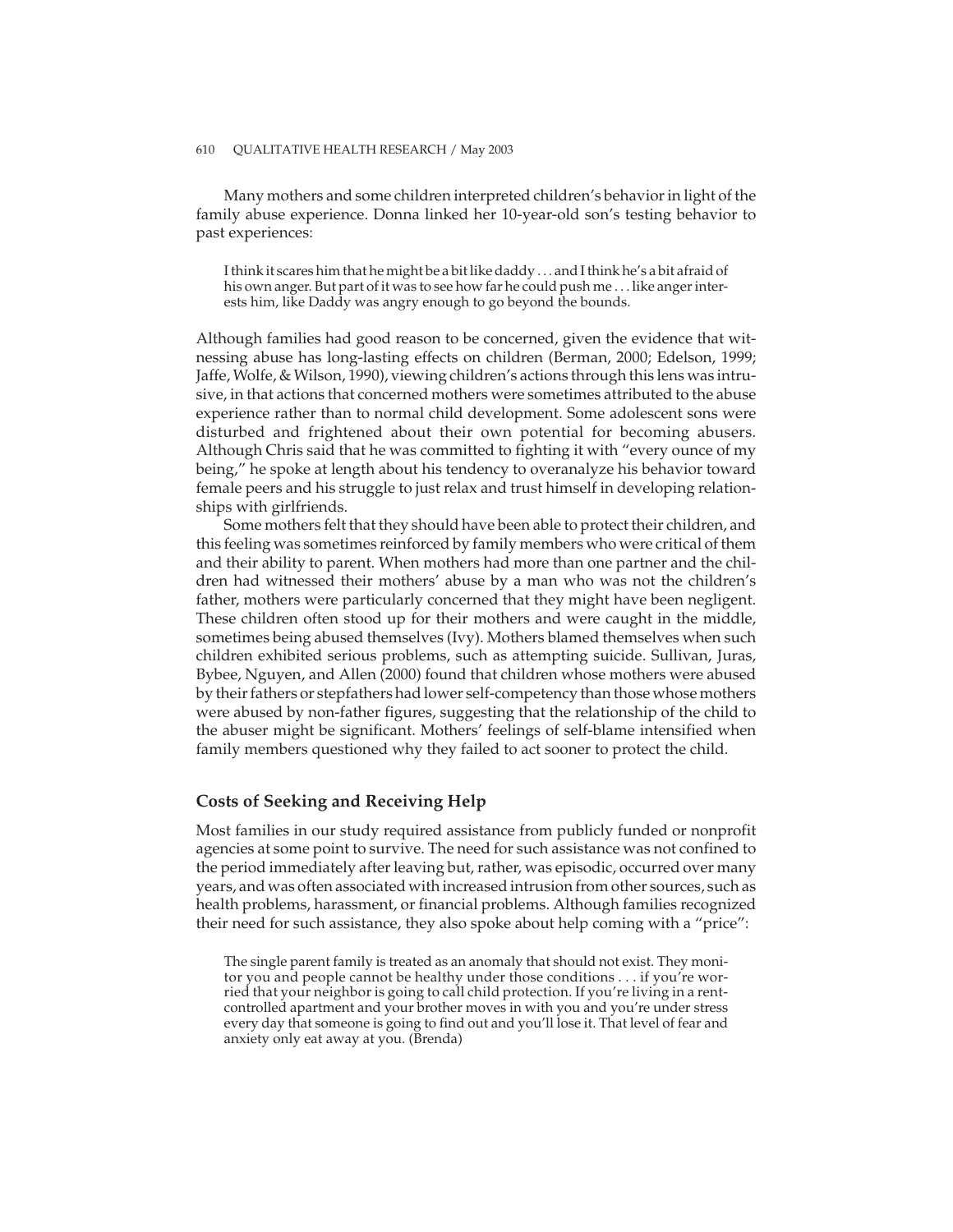Many mothers and some children interpreted children's behavior in light of the family abuse experience. Donna linked her 10-year-old son's testing behavior to past experiences:

> I think it scares him that he might be a bit like daddy . . . and I think he's a bit afraid of his own anger. But part of it was to see how far he could push me . . . like anger interests him, like Daddy was angry enough to go beyond the bounds.

Although families had good reason to be concerned, given the evidence that witnessing abuse has long-lasting effects on children (Berman, 2000; Edelson, 1999; Jaffe, Wolfe, & Wilson, 1990), viewing children's actions through this lens was intrusive, in that actions that concerned mothers were sometimes attributed to the abuse experience rather than to normal child development. Some adolescent sons were disturbed and frightened about their own potential for becoming abusers. Although Chris said that he was committed to fighting it with "every ounce of my being," he spoke at length about his tendency to overanalyze his behavior toward female peers and his struggle to just relax and trust himself in developing relationships with girlfriends.

Some mothers felt that they should have been able to protect their children, and this feeling was sometimes reinforced by family members who were critical of them and their ability to parent. When mothers had more than one partner and the children had witnessed their mothers' abuse by a man who was not the children's father, mothers were particularly concerned that they might have been negligent. These children often stood up for their mothers and were caught in the middle, sometimes being abused themselves (Ivy). Mothers blamed themselves when such children exhibited serious problems, such as attempting suicide. Sullivan, Juras, Bybee, Nguyen, and Allen (2000) found that children whose mothers were abused by their fathers or stepfathers had lower self-competency than those whose mothers were abused by non-father figures, suggesting that the relationship of the child to the abuser might be significant. Mothers' feelings of self-blame intensified when family members questioned why they failed to act sooner to protect the child.

## Costs of Seeking and Receiving Help

Most families in our study required assistance from publicly funded or nonprofit agencies at some point to survive. The need for such assistance was not confined to the period immediately after leaving but, rather, was episodic, occurred over many years, and was often associated with increased intrusion from other sources, such as health problems, harassment, or financial problems. Although families recognized their need for such assistance, they also spoke about help coming with a "price":

> The single parent family is treated as an anomaly that should not exist. They monitor you and people cannot be healthy under those conditions . . . if you're worried that your neighbor is going to call child protection. If you're living in a rent-controlled apartment and your brother moves in with you and you're under stress every day that someone is going to find out and you'll lose it. That level of fear and anxiety only eat away at you. (Brenda)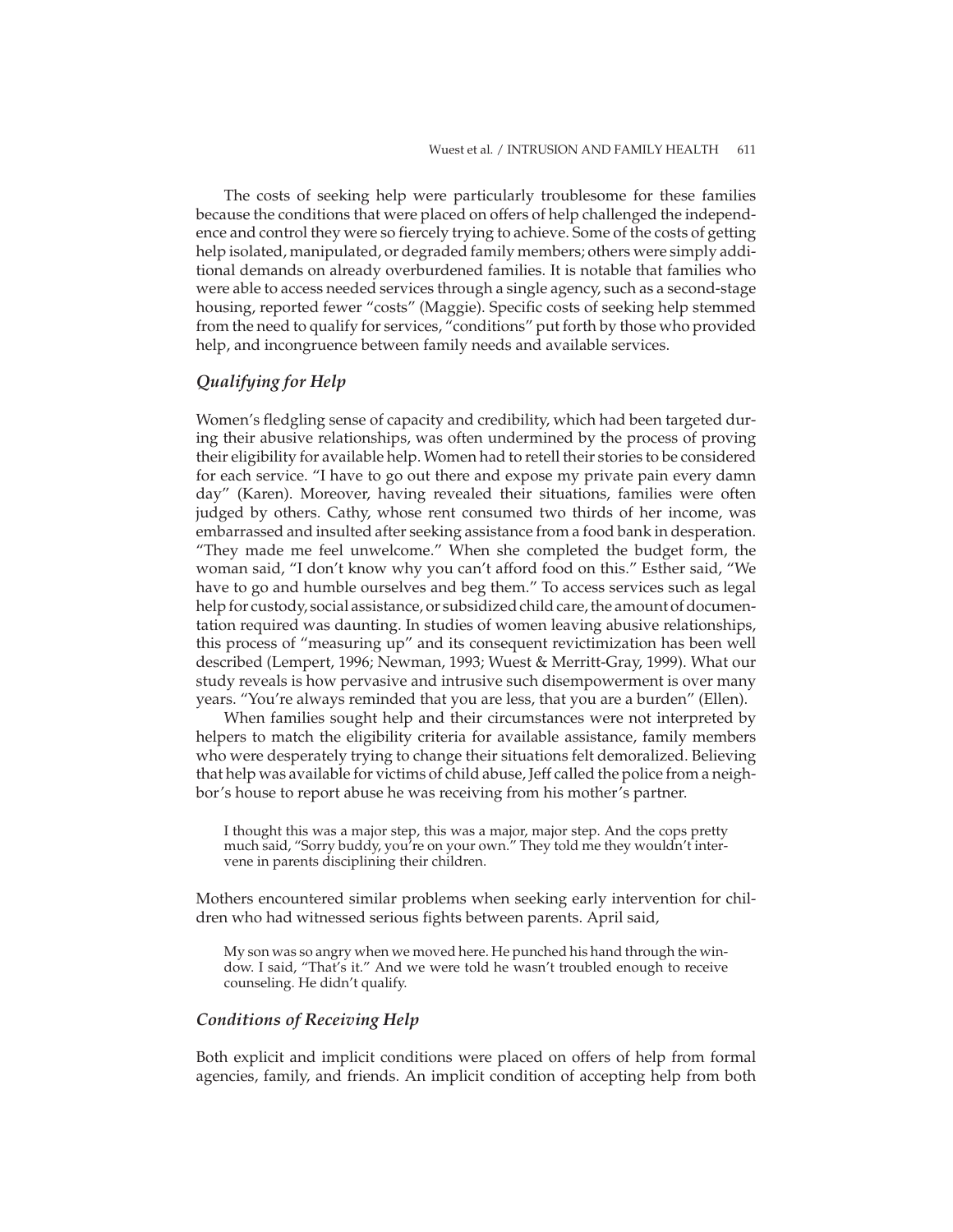The costs of seeking help were particularly troublesome for these families because the conditions that were placed on offers of help challenged the independence and control they were so fiercely trying to achieve. Some of the costs of getting help isolated, manipulated, or degraded family members; others were simply additional demands on already overburdened families. It is notable that families who were able to access needed services through a single agency, such as a second-stage housing, reported fewer "costs" (Maggie). Specific costs of seeking help stemmed from the need to qualify for services, "conditions" put forth by those who provided help, and incongruence between family needs and available services.

### *Qualifying for Help*

Women's fledgling sense of capacity and credibility, which had been targeted during their abusive relationships, was often undermined by the process of proving their eligibility for available help. Women had to retell their stories to be considered for each service. "I have to go out there and expose my private pain every damn day" (Karen). Moreover, having revealed their situations, families were often judged by others. Cathy, whose rent consumed two thirds of her income, was embarrassed and insulted after seeking assistance from a food bank in desperation. "They made me feel unwelcome." When she completed the budget form, the woman said, "I don't know why you can't afford food on this." Esther said, "We have to go and humble ourselves and beg them." To access services such as legal help for custody, social assistance, or subsidized child care, the amount of documentation required was daunting. In studies of women leaving abusive relationships, this process of "measuring up" and its consequent revictimization has been well described (Lempert, 1996; Newman, 1993; Wuest & Merritt-Gray, 1999). What our study reveals is how pervasive and intrusive such disempowerment is over many years. "You're always reminded that you are less, that you are a burden" (Ellen).

When families sought help and their circumstances were not interpreted by helpers to match the eligibility criteria for available assistance, family members who were desperately trying to change their situations felt demoralized. Believing that help was available for victims of child abuse, Jeff called the police from a neighbor's house to report abuse he was receiving from his mother's partner.

> I thought this was a major step, this was a major, major step. And the cops pretty much said, "Sorry buddy, you're on your own." They told me they wouldn't intervene in parents disciplining their children.

Mothers encountered similar problems when seeking early intervention for children who had witnessed serious fights between parents. April said,

> My son was so angry when we moved here. He punched his hand through the window. I said, "That's it." And we were told he wasn't troubled enough to receive counseling. He didn't qualify.

### *Conditions of Receiving Help*

Both explicit and implicit conditions were placed on offers of help from formal agencies, family, and friends. An implicit condition of accepting help from both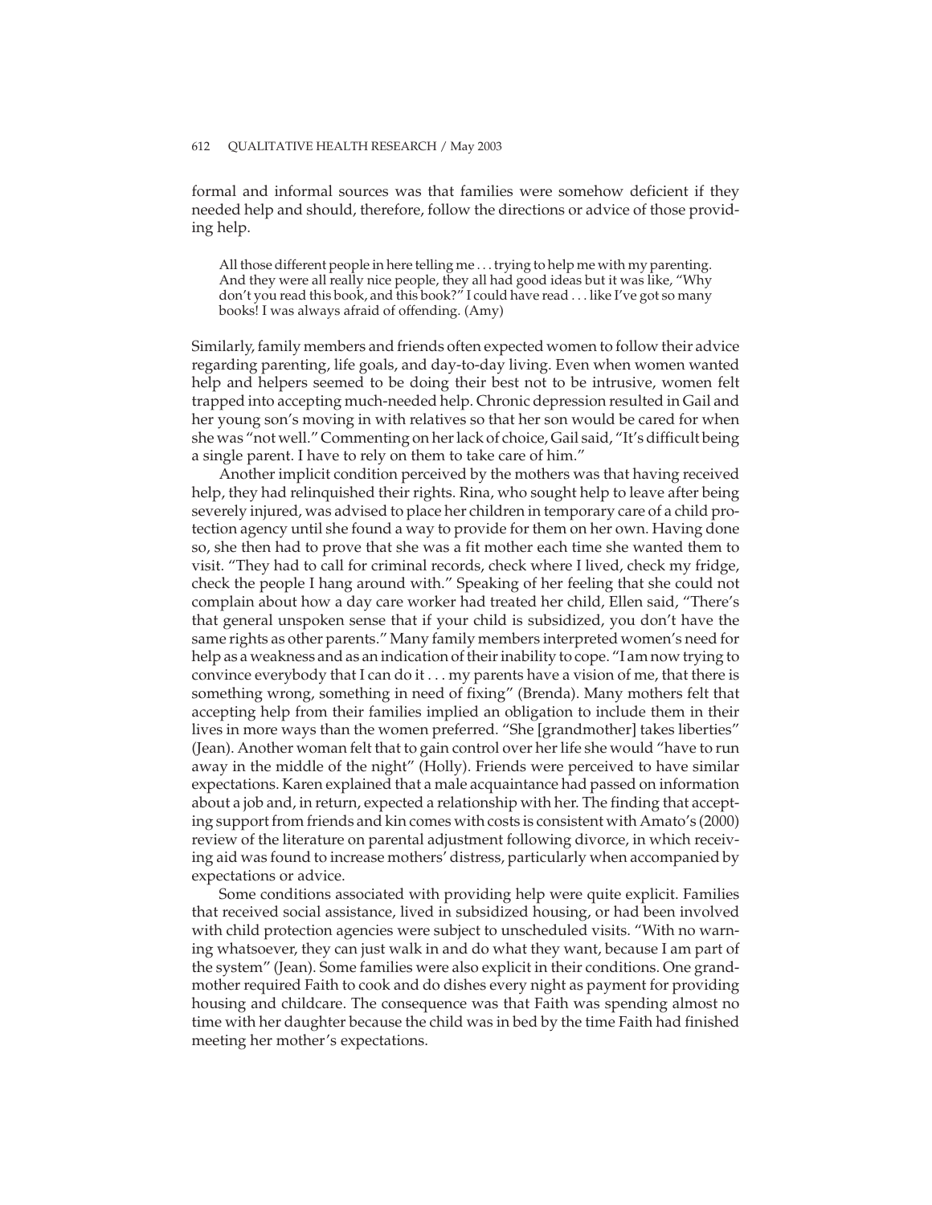formal and informal sources was that families were somehow deficient if they needed help and should, therefore, follow the directions or advice of those providing help.

> All those different people in here telling me . . . trying to help me with my parenting. And they were all really nice people, they all had good ideas but it was like, "Why don't you read this book, and this book?" I could have read . . . like I've got so many books! I was always afraid of offending. (Amy)

Similarly, family members and friends often expected women to follow their advice regarding parenting, life goals, and day-to-day living. Even when women wanted help and helpers seemed to be doing their best not to be intrusive, women felt trapped into accepting much-needed help. Chronic depression resulted in Gail and her young son's moving in with relatives so that her son would be cared for when she was "not well." Commenting on her lack of choice, Gail said, "It's difficult being a single parent. I have to rely on them to take care of him."

Another implicit condition perceived by the mothers was that having received help, they had relinquished their rights. Rina, who sought help to leave after being severely injured, was advised to place her children in temporary care of a child protection agency until she found a way to provide for them on her own. Having done so, she then had to prove that she was a fit mother each time she wanted them to visit. "They had to call for criminal records, check where I lived, check my fridge, check the people I hang around with." Speaking of her feeling that she could not complain about how a day care worker had treated her child, Ellen said, "There's that general unspoken sense that if your child is subsidized, you don't have the same rights as other parents." Many family members interpreted women's need for help as a weakness and as an indication of their inability to cope. "I am now trying to convince everybody that I can do it . . . my parents have a vision of me, that there is something wrong, something in need of fixing" (Brenda). Many mothers felt that accepting help from their families implied an obligation to include them in their lives in more ways than the women preferred. "She [grandmother] takes liberties" (Jean). Another woman felt that to gain control over her life she would "have to run away in the middle of the night" (Holly). Friends were perceived to have similar expectations. Karen explained that a male acquaintance had passed on information about a job and, in return, expected a relationship with her. The finding that accepting support from friends and kin comes with costs is consistent with Amato's (2000) review of the literature on parental adjustment following divorce, in which receiving aid was found to increase mothers' distress, particularly when accompanied by expectations or advice.

Some conditions associated with providing help were quite explicit. Families that received social assistance, lived in subsidized housing, or had been involved with child protection agencies were subject to unscheduled visits. "With no warning whatsoever, they can just walk in and do what they want, because I am part of the system" (Jean). Some families were also explicit in their conditions. One grandmother required Faith to cook and do dishes every night as payment for providing housing and childcare. The consequence was that Faith was spending almost no time with her daughter because the child was in bed by the time Faith had finished meeting her mother's expectations.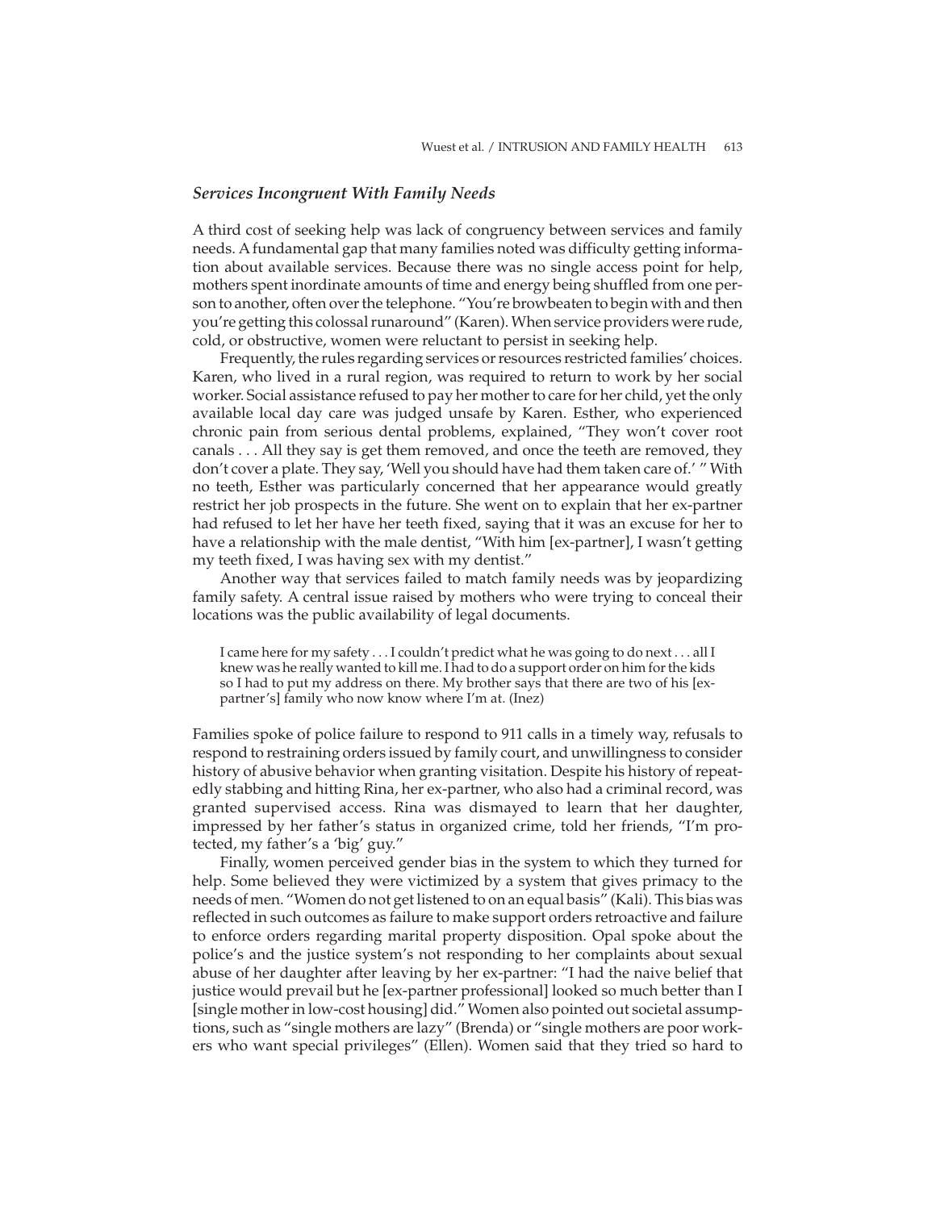### *Services Incongruent With Family Needs*

A third cost of seeking help was lack of congruency between services and family needs. A fundamental gap that many families noted was difficulty getting information about available services. Because there was no single access point for help, mothers spent inordinate amounts of time and energy being shuffled from one person to another, often over the telephone. "You're browbeaten to begin with and then you're getting this colossal runaround" (Karen). When service providers were rude, cold, or obstructive, women were reluctant to persist in seeking help.

Frequently, the rules regarding services or resources restricted families' choices. Karen, who lived in a rural region, was required to return to work by her social worker. Social assistance refused to pay her mother to care for her child, yet the only available local day care was judged unsafe by Karen. Esther, who experienced chronic pain from serious dental problems, explained, "They won't cover root canals . . . All they say is get them removed, and once the teeth are removed, they don't cover a plate. They say, 'Well you should have had them taken care of.' " With no teeth, Esther was particularly concerned that her appearance would greatly restrict her job prospects in the future. She went on to explain that her ex-partner had refused to let her have her teeth fixed, saying that it was an excuse for her to have a relationship with the male dentist, "With him [ex-partner], I wasn't getting my teeth fixed, I was having sex with my dentist."

Another way that services failed to match family needs was by jeopardizing family safety. A central issue raised by mothers who were trying to conceal their locations was the public availability of legal documents.

> I came here for my safety . . . I couldn't predict what he was going to do next . . . all I knew was he really wanted to kill me. I had to do a support order on him for the kids so I had to put my address on there. My brother says that there are two of his [ex-partner's] family who now know where I'm at. (Inez)

Families spoke of police failure to respond to 911 calls in a timely way, refusals to respond to restraining orders issued by family court, and unwillingness to consider history of abusive behavior when granting visitation. Despite his history of repeatedly stabbing and hitting Rina, her ex-partner, who also had a criminal record, was granted supervised access. Rina was dismayed to learn that her daughter, impressed by her father's status in organized crime, told her friends, "I'm protected, my father's a 'big' guy."

Finally, women perceived gender bias in the system to which they turned for help. Some believed they were victimized by a system that gives primacy to the needs of men. "Women do not get listened to on an equal basis" (Kali). This bias was reflected in such outcomes as failure to make support orders retroactive and failure to enforce orders regarding marital property disposition. Opal spoke about the police's and the justice system's not responding to her complaints about sexual abuse of her daughter after leaving by her ex-partner: "I had the naive belief that justice would prevail but he [ex-partner professional] looked so much better than I [single mother in low-cost housing] did." Women also pointed out societal assumptions, such as "single mothers are lazy" (Brenda) or "single mothers are poor workers who want special privileges" (Ellen). Women said that they tried so hard to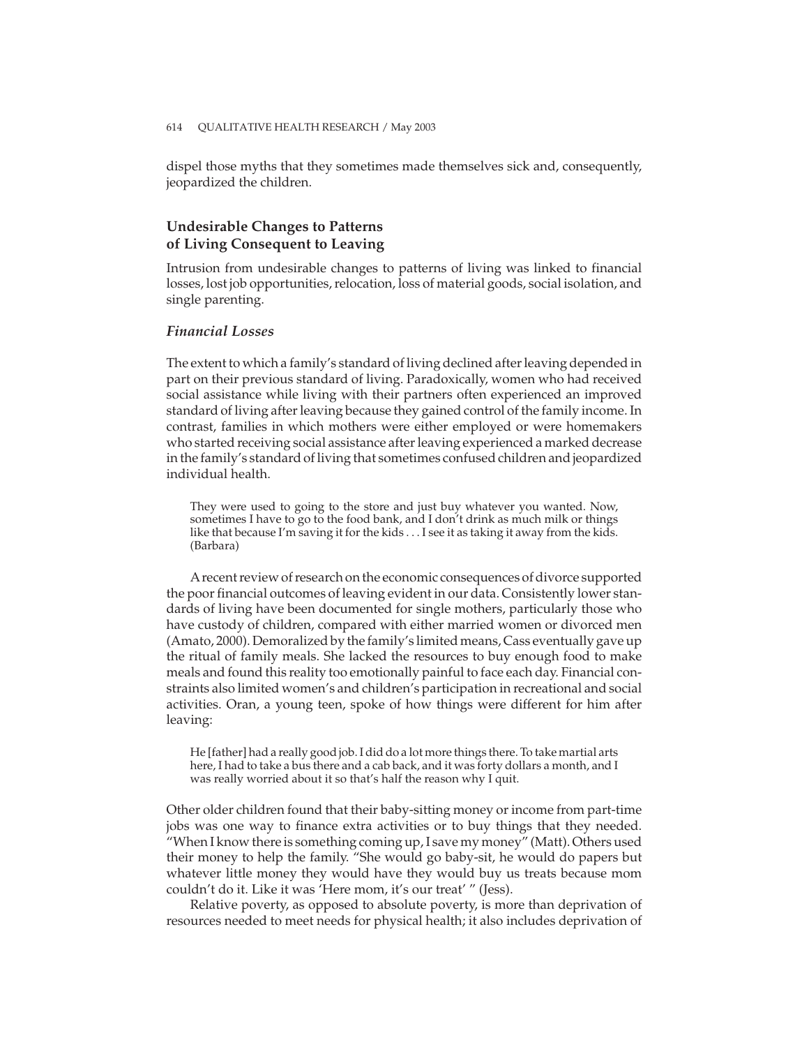dispel those myths that they sometimes made themselves sick and, consequently, jeopardized the children.

## Undesirable Changes to Patterns of Living Consequent to Leaving

Intrusion from undesirable changes to patterns of living was linked to financial losses, lost job opportunities, relocation, loss of material goods, social isolation, and single parenting.

### *Financial Losses*

The extent to which a family's standard of living declined after leaving depended in part on their previous standard of living. Paradoxically, women who had received social assistance while living with their partners often experienced an improved standard of living after leaving because they gained control of the family income. In contrast, families in which mothers were either employed or were homemakers who started receiving social assistance after leaving experienced a marked decrease in the family's standard of living that sometimes confused children and jeopardized individual health.

> They were used to going to the store and just buy whatever you wanted. Now, sometimes I have to go to the food bank, and I don't drink as much milk or things like that because I'm saving it for the kids . . . I see it as taking it away from the kids. (Barbara)

A recent review of research on the economic consequences of divorce supported the poor financial outcomes of leaving evident in our data. Consistently lower standards of living have been documented for single mothers, particularly those who have custody of children, compared with either married women or divorced men (Amato, 2000). Demoralized by the family's limited means, Cass eventually gave up the ritual of family meals. She lacked the resources to buy enough food to make meals and found this reality too emotionally painful to face each day. Financial constraints also limited women's and children's participation in recreational and social activities. Oran, a young teen, spoke of how things were different for him after leaving:

> He [father] had a really good job. I did do a lot more things there. To take martial arts here, I had to take a bus there and a cab back, and it was forty dollars a month, and I was really worried about it so that's half the reason why I quit.

Other older children found that their baby-sitting money or income from part-time jobs was one way to finance extra activities or to buy things that they needed. "When I know there is something coming up, I save my money" (Matt). Others used their money to help the family. "She would go baby-sit, he would do papers but whatever little money they would have they would buy us treats because mom couldn't do it. Like it was 'Here mom, it's our treat' " (Jess).

Relative poverty, as opposed to absolute poverty, is more than deprivation of resources needed to meet needs for physical health; it also includes deprivation of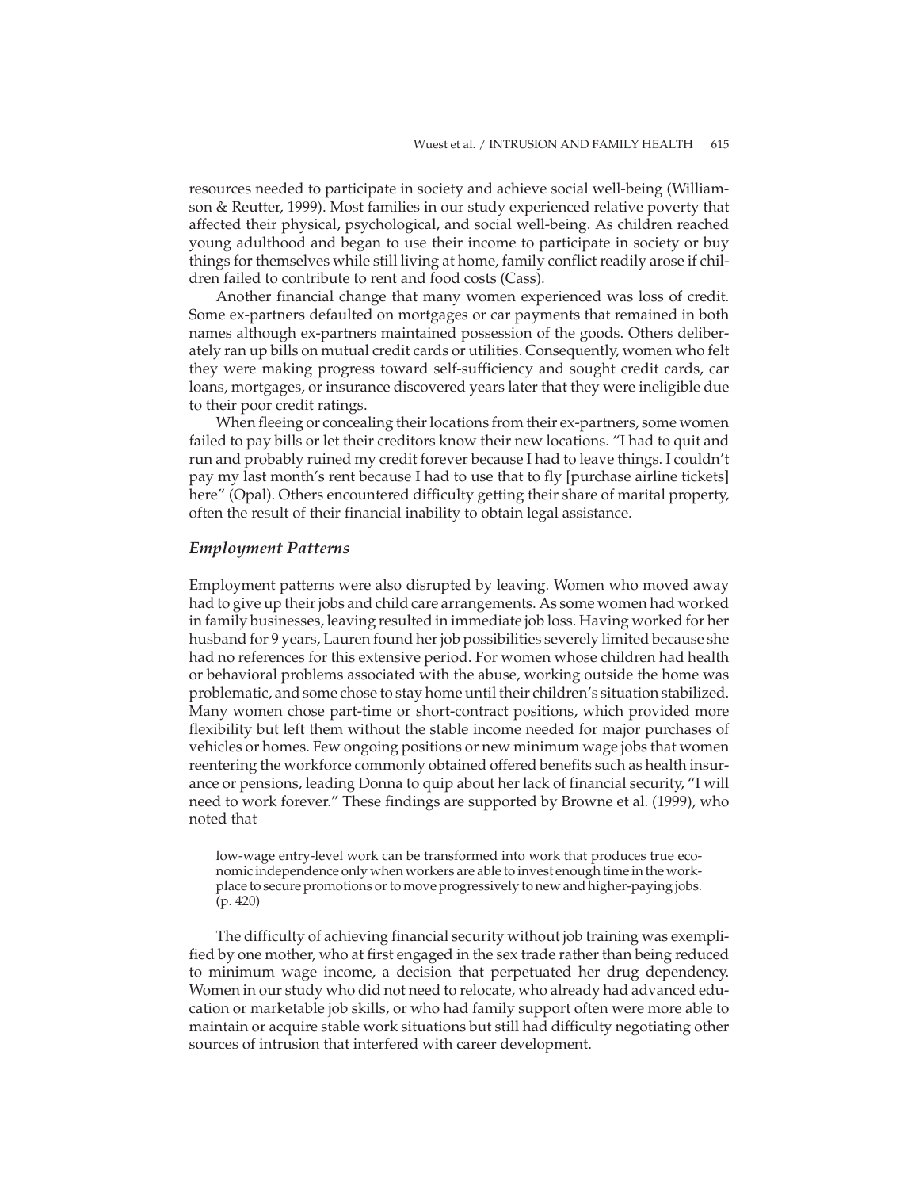resources needed to participate in society and achieve social well-being (Williamson & Reutter, 1999). Most families in our study experienced relative poverty that affected their physical, psychological, and social well-being. As children reached young adulthood and began to use their income to participate in society or buy things for themselves while still living at home, family conflict readily arose if children failed to contribute to rent and food costs (Cass).

Another financial change that many women experienced was loss of credit. Some ex-partners defaulted on mortgages or car payments that remained in both names although ex-partners maintained possession of the goods. Others deliberately ran up bills on mutual credit cards or utilities. Consequently, women who felt they were making progress toward self-sufficiency and sought credit cards, car loans, mortgages, or insurance discovered years later that they were ineligible due to their poor credit ratings.

When fleeing or concealing their locations from their ex-partners, some women failed to pay bills or let their creditors know their new locations. "I had to quit and run and probably ruined my credit forever because I had to leave things. I couldn't pay my last month's rent because I had to use that to fly [purchase airline tickets] here" (Opal). Others encountered difficulty getting their share of marital property, often the result of their financial inability to obtain legal assistance.

### *Employment Patterns*

Employment patterns were also disrupted by leaving. Women who moved away had to give up their jobs and child care arrangements. As some women had worked in family businesses, leaving resulted in immediate job loss. Having worked for her husband for 9 years, Lauren found her job possibilities severely limited because she had no references for this extensive period. For women whose children had health or behavioral problems associated with the abuse, working outside the home was problematic, and some chose to stay home until their children's situation stabilized. Many women chose part-time or short-contract positions, which provided more flexibility but left them without the stable income needed for major purchases of vehicles or homes. Few ongoing positions or new minimum wage jobs that women reentering the workforce commonly obtained offered benefits such as health insurance or pensions, leading Donna to quip about her lack of financial security, "I will need to work forever." These findings are supported by Browne et al. (1999), who noted that

> low-wage entry-level work can be transformed into work that produces true economic independence only when workers are able to invest enough time in the workplace to secure promotions or to move progressively to new and higher-paying jobs. (p. 420)

The difficulty of achieving financial security without job training was exemplified by one mother, who at first engaged in the sex trade rather than being reduced to minimum wage income, a decision that perpetuated her drug dependency. Women in our study who did not need to relocate, who already had advanced education or marketable job skills, or who had family support often were more able to maintain or acquire stable work situations but still had difficulty negotiating other sources of intrusion that interfered with career development.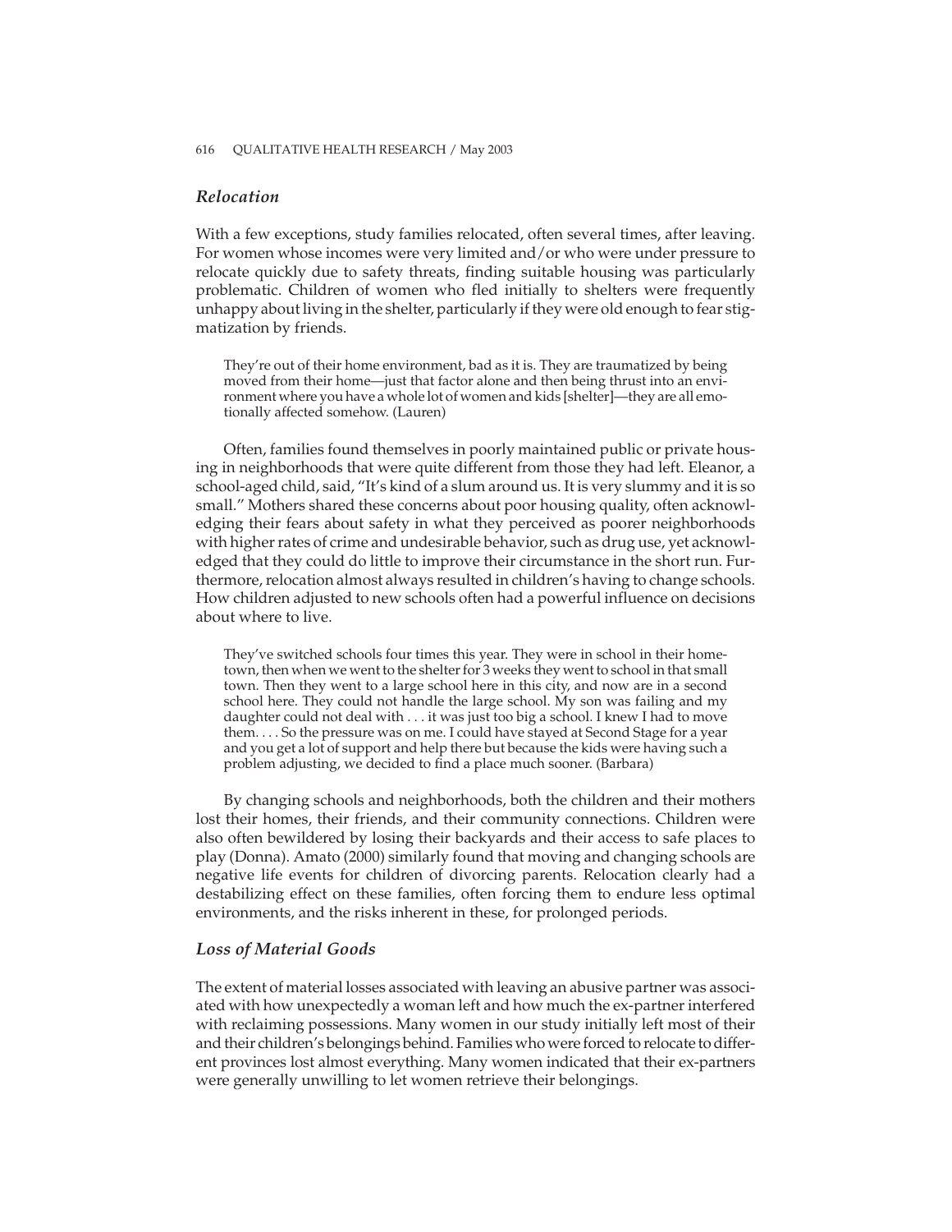### *Relocation*

With a few exceptions, study families relocated, often several times, after leaving. For women whose incomes were very limited and/or who were under pressure to relocate quickly due to safety threats, finding suitable housing was particularly problematic. Children of women who fled initially to shelters were frequently unhappy about living in the shelter, particularly if they were old enough to fear stigmatization by friends.

> They're out of their home environment, bad as it is. They are traumatized by being moved from their home—just that factor alone and then being thrust into an environment where you have a whole lot of women and kids [shelter]—they are all emotionally affected somehow. (Lauren)

Often, families found themselves in poorly maintained public or private housing in neighborhoods that were quite different from those they had left. Eleanor, a school-aged child, said, "It's kind of a slum around us. It is very slummy and it is so small." Mothers shared these concerns about poor housing quality, often acknowledging their fears about safety in what they perceived as poorer neighborhoods with higher rates of crime and undesirable behavior, such as drug use, yet acknowledged that they could do little to improve their circumstance in the short run. Furthermore, relocation almost always resulted in children's having to change schools. How children adjusted to new schools often had a powerful influence on decisions about where to live.

> They've switched schools four times this year. They were in school in their hometown, then when we went to the shelter for 3 weeks they went to school in that small town. Then they went to a large school here in this city, and now are in a second school here. They could not handle the large school. My son was failing and my daughter could not deal with . . . it was just too big a school. I knew I had to move them. . . . So the pressure was on me. I could have stayed at Second Stage for a year and you get a lot of support and help there but because the kids were having such a problem adjusting, we decided to find a place much sooner. (Barbara)

By changing schools and neighborhoods, both the children and their mothers lost their homes, their friends, and their community connections. Children were also often bewildered by losing their backyards and their access to safe places to play (Donna). Amato (2000) similarly found that moving and changing schools are negative life events for children of divorcing parents. Relocation clearly had a destabilizing effect on these families, often forcing them to endure less optimal environments, and the risks inherent in these, for prolonged periods.

### *Loss of Material Goods*

The extent of material losses associated with leaving an abusive partner was associated with how unexpectedly a woman left and how much the ex-partner interfered with reclaiming possessions. Many women in our study initially left most of their and their children's belongings behind. Families who were forced to relocate to different provinces lost almost everything. Many women indicated that their ex-partners were generally unwilling to let women retrieve their belongings.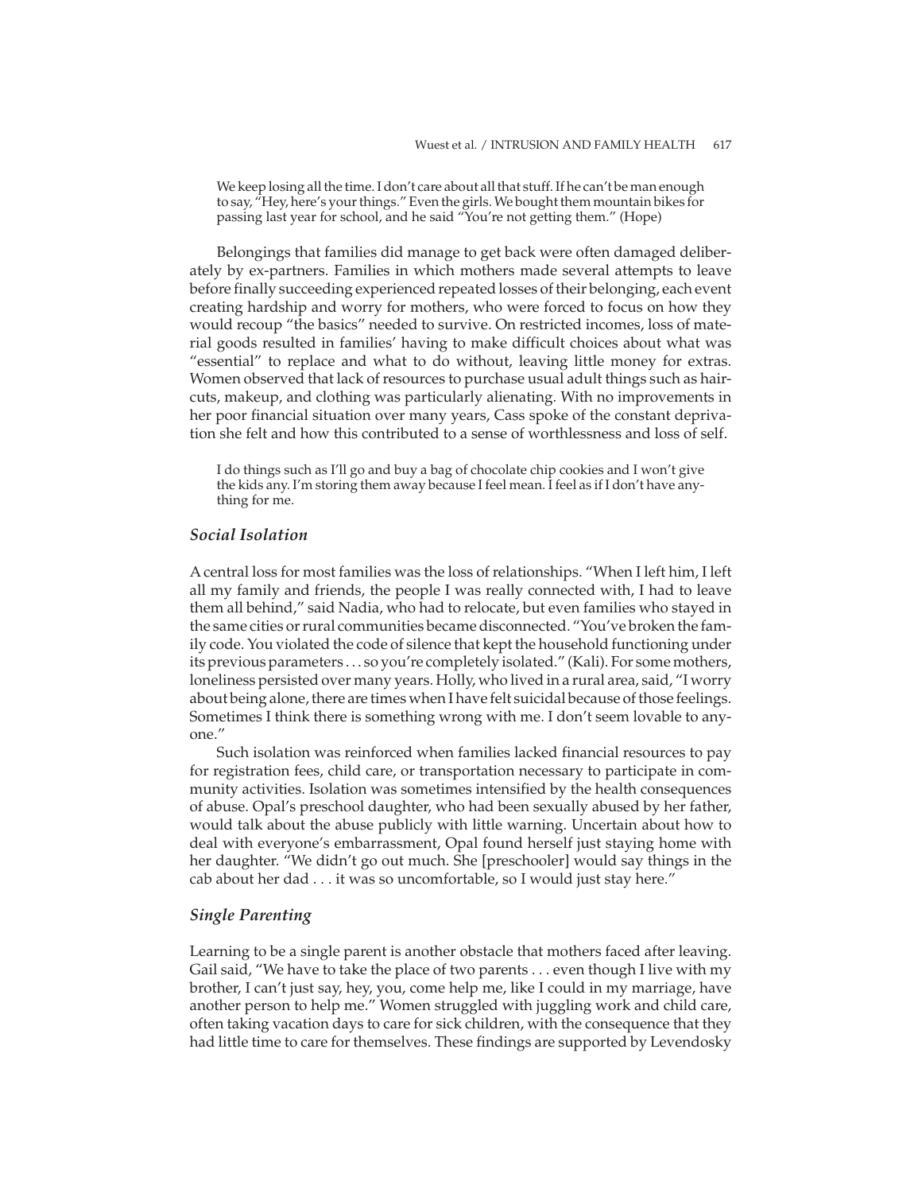We keep losing all the time. I don't care about all that stuff. If he can't be man enough to say, "Hey, here's your things." Even the girls. We bought them mountain bikes for passing last year for school, and he said "You're not getting them." (Hope)

Belongings that families did manage to get back were often damaged deliberately by ex-partners. Families in which mothers made several attempts to leave before finally succeeding experienced repeated losses of their belonging, each event creating hardship and worry for mothers, who were forced to focus on how they would recoup "the basics" needed to survive. On restricted incomes, loss of material goods resulted in families' having to make difficult choices about what was "essential" to replace and what to do without, leaving little money for extras. Women observed that lack of resources to purchase usual adult things such as haircuts, makeup, and clothing was particularly alienating. With no improvements in her poor financial situation over many years, Cass spoke of the constant deprivation she felt and how this contributed to a sense of worthlessness and loss of self.

I do things such as I'll go and buy a bag of chocolate chip cookies and I won't give the kids any. I'm storing them away because I feel mean. I feel as if I don't have anything for me.

### *Social Isolation*

A central loss for most families was the loss of relationships. "When I left him, I left all my family and friends, the people I was really connected with, I had to leave them all behind," said Nadia, who had to relocate, but even families who stayed in the same cities or rural communities became disconnected. "You've broken the family code. You violated the code of silence that kept the household functioning under its previous parameters . . . so you're completely isolated." (Kali). For some mothers, loneliness persisted over many years. Holly, who lived in a rural area, said, "I worry about being alone, there are times when I have felt suicidal because of those feelings. Sometimes I think there is something wrong with me. I don't seem lovable to anyone."

Such isolation was reinforced when families lacked financial resources to pay for registration fees, child care, or transportation necessary to participate in community activities. Isolation was sometimes intensified by the health consequences of abuse. Opal's preschool daughter, who had been sexually abused by her father, would talk about the abuse publicly with little warning. Uncertain about how to deal with everyone's embarrassment, Opal found herself just staying home with her daughter. "We didn't go out much. She [preschooler] would say things in the cab about her dad . . . it was so uncomfortable, so I would just stay here."

### *Single Parenting*

Learning to be a single parent is another obstacle that mothers faced after leaving. Gail said, "We have to take the place of two parents . . . even though I live with my brother, I can't just say, hey, you, come help me, like I could in my marriage, have another person to help me." Women struggled with juggling work and child care, often taking vacation days to care for sick children, with the consequence that they had little time to care for themselves. These findings are supported by Levendosky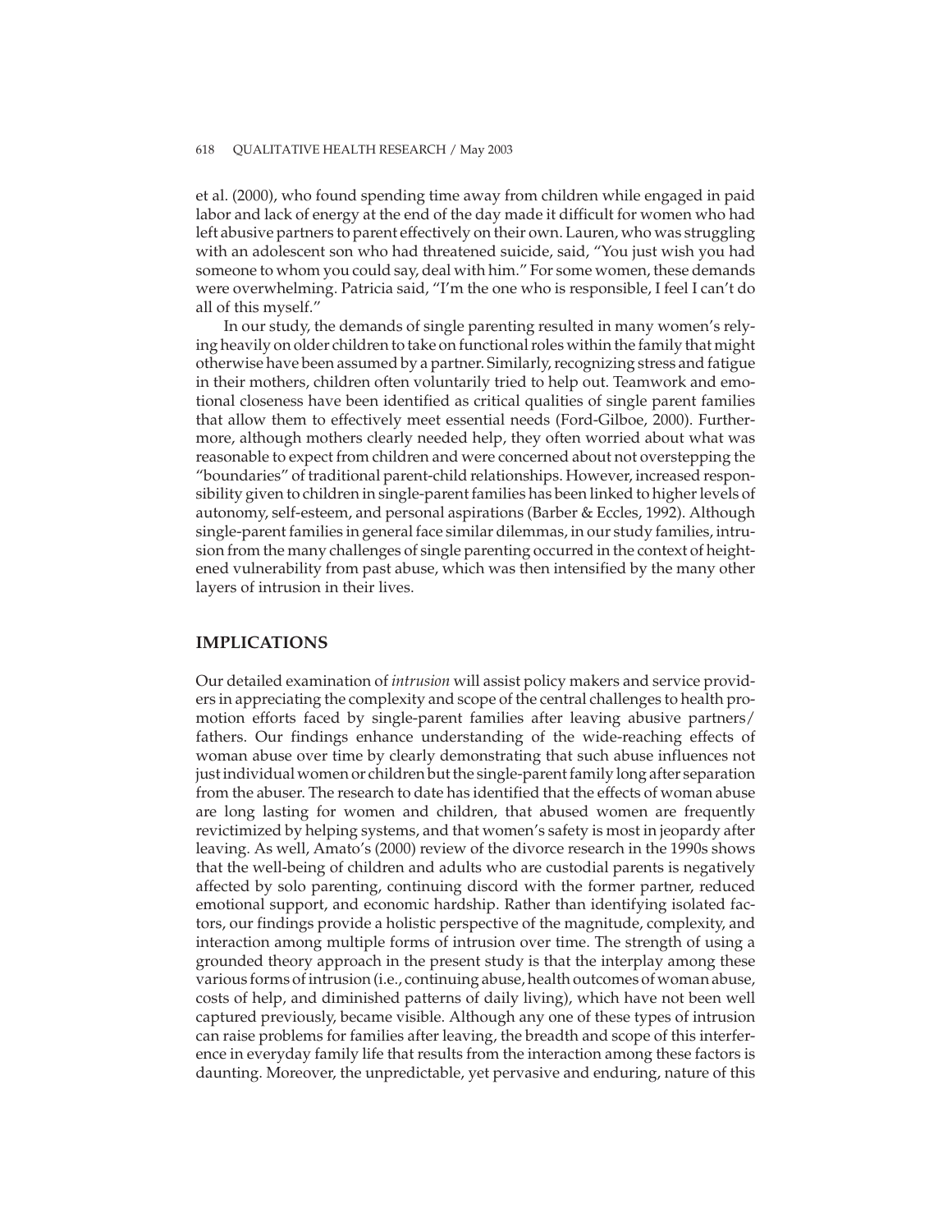et al. (2000), who found spending time away from children while engaged in paid labor and lack of energy at the end of the day made it difficult for women who had left abusive partners to parent effectively on their own. Lauren, who was struggling with an adolescent son who had threatened suicide, said, "You just wish you had someone to whom you could say, deal with him." For some women, these demands were overwhelming. Patricia said, "I'm the one who is responsible, I feel I can't do all of this myself."

In our study, the demands of single parenting resulted in many women's relying heavily on older children to take on functional roles within the family that might otherwise have been assumed by a partner. Similarly, recognizing stress and fatigue in their mothers, children often voluntarily tried to help out. Teamwork and emotional closeness have been identified as critical qualities of single parent families that allow them to effectively meet essential needs (Ford-Gilboe, 2000). Furthermore, although mothers clearly needed help, they often worried about what was reasonable to expect from children and were concerned about not overstepping the "boundaries" of traditional parent-child relationships. However, increased responsibility given to children in single-parent families has been linked to higher levels of autonomy, self-esteem, and personal aspirations (Barber & Eccles, 1992). Although single-parent families in general face similar dilemmas, in our study families, intrusion from the many challenges of single parenting occurred in the context of heightened vulnerability from past abuse, which was then intensified by the many other layers of intrusion in their lives.

## IMPLICATIONS

Our detailed examination of *intrusion* will assist policy makers and service providers in appreciating the complexity and scope of the central challenges to health promotion efforts faced by single-parent families after leaving abusive partners/fathers. Our findings enhance understanding of the wide-reaching effects of woman abuse over time by clearly demonstrating that such abuse influences not just individual women or children but the single-parent family long after separation from the abuser. The research to date has identified that the effects of woman abuse are long lasting for women and children, that abused women are frequently revictimized by helping systems, and that women's safety is most in jeopardy after leaving. As well, Amato's (2000) review of the divorce research in the 1990s shows that the well-being of children and adults who are custodial parents is negatively affected by solo parenting, continuing discord with the former partner, reduced emotional support, and economic hardship. Rather than identifying isolated factors, our findings provide a holistic perspective of the magnitude, complexity, and interaction among multiple forms of intrusion over time. The strength of using a grounded theory approach in the present study is that the interplay among these various forms of intrusion (i.e., continuing abuse, health outcomes of woman abuse, costs of help, and diminished patterns of daily living), which have not been well captured previously, became visible. Although any one of these types of intrusion can raise problems for families after leaving, the breadth and scope of this interference in everyday family life that results from the interaction among these factors is daunting. Moreover, the unpredictable, yet pervasive and enduring, nature of this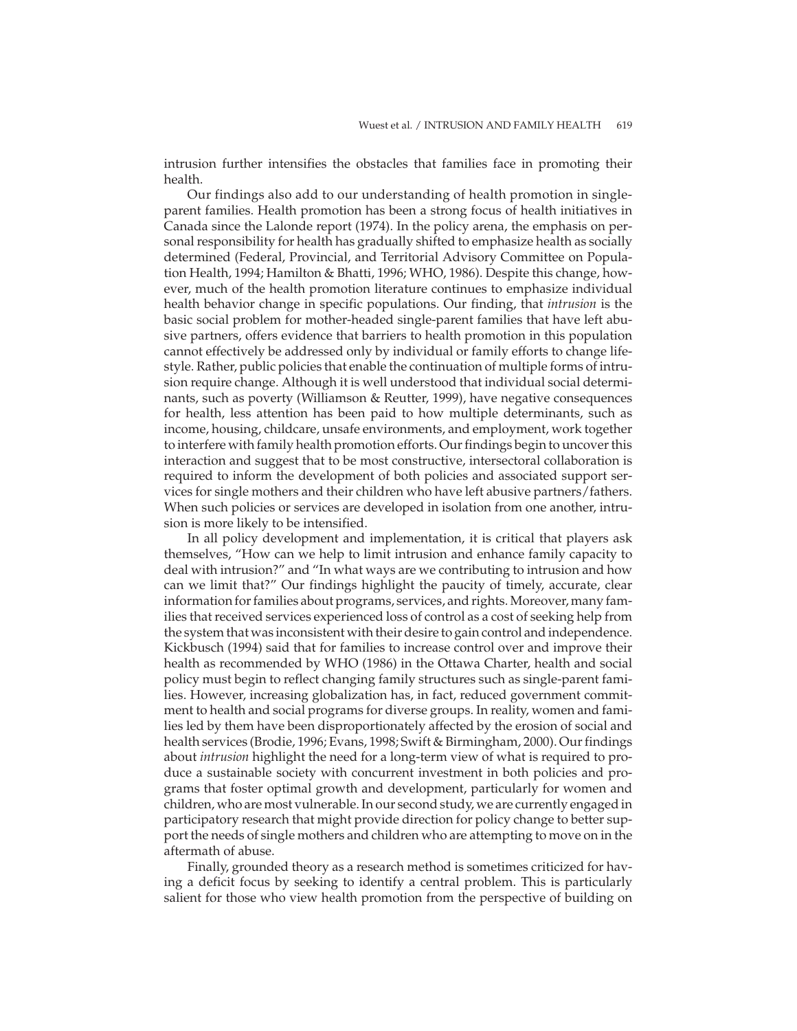intrusion further intensifies the obstacles that families face in promoting their health.

Our findings also add to our understanding of health promotion in single-parent families. Health promotion has been a strong focus of health initiatives in Canada since the Lalonde report (1974). In the policy arena, the emphasis on personal responsibility for health has gradually shifted to emphasize health as socially determined (Federal, Provincial, and Territorial Advisory Committee on Population Health, 1994; Hamilton & Bhatti, 1996; WHO, 1986). Despite this change, however, much of the health promotion literature continues to emphasize individual health behavior change in specific populations. Our finding, that *intrusion* is the basic social problem for mother-headed single-parent families that have left abusive partners, offers evidence that barriers to health promotion in this population cannot effectively be addressed only by individual or family efforts to change lifestyle. Rather, public policies that enable the continuation of multiple forms of intrusion require change. Although it is well understood that individual social determinants, such as poverty (Williamson & Reutter, 1999), have negative consequences for health, less attention has been paid to how multiple determinants, such as income, housing, childcare, unsafe environments, and employment, work together to interfere with family health promotion efforts. Our findings begin to uncover this interaction and suggest that to be most constructive, intersectoral collaboration is required to inform the development of both policies and associated support services for single mothers and their children who have left abusive partners/fathers. When such policies or services are developed in isolation from one another, intrusion is more likely to be intensified.

In all policy development and implementation, it is critical that players ask themselves, "How can we help to limit intrusion and enhance family capacity to deal with intrusion?" and "In what ways are we contributing to intrusion and how can we limit that?" Our findings highlight the paucity of timely, accurate, clear information for families about programs, services, and rights. Moreover, many families that received services experienced loss of control as a cost of seeking help from the system that was inconsistent with their desire to gain control and independence. Kickbusch (1994) said that for families to increase control over and improve their health as recommended by WHO (1986) in the Ottawa Charter, health and social policy must begin to reflect changing family structures such as single-parent families. However, increasing globalization has, in fact, reduced government commitment to health and social programs for diverse groups. In reality, women and families led by them have been disproportionately affected by the erosion of social and health services (Brodie, 1996; Evans, 1998; Swift & Birmingham, 2000). Our findings about *intrusion* highlight the need for a long-term view of what is required to produce a sustainable society with concurrent investment in both policies and programs that foster optimal growth and development, particularly for women and children, who are most vulnerable. In our second study, we are currently engaged in participatory research that might provide direction for policy change to better support the needs of single mothers and children who are attempting to move on in the aftermath of abuse.

Finally, grounded theory as a research method is sometimes criticized for having a deficit focus by seeking to identify a central problem. This is particularly salient for those who view health promotion from the perspective of building on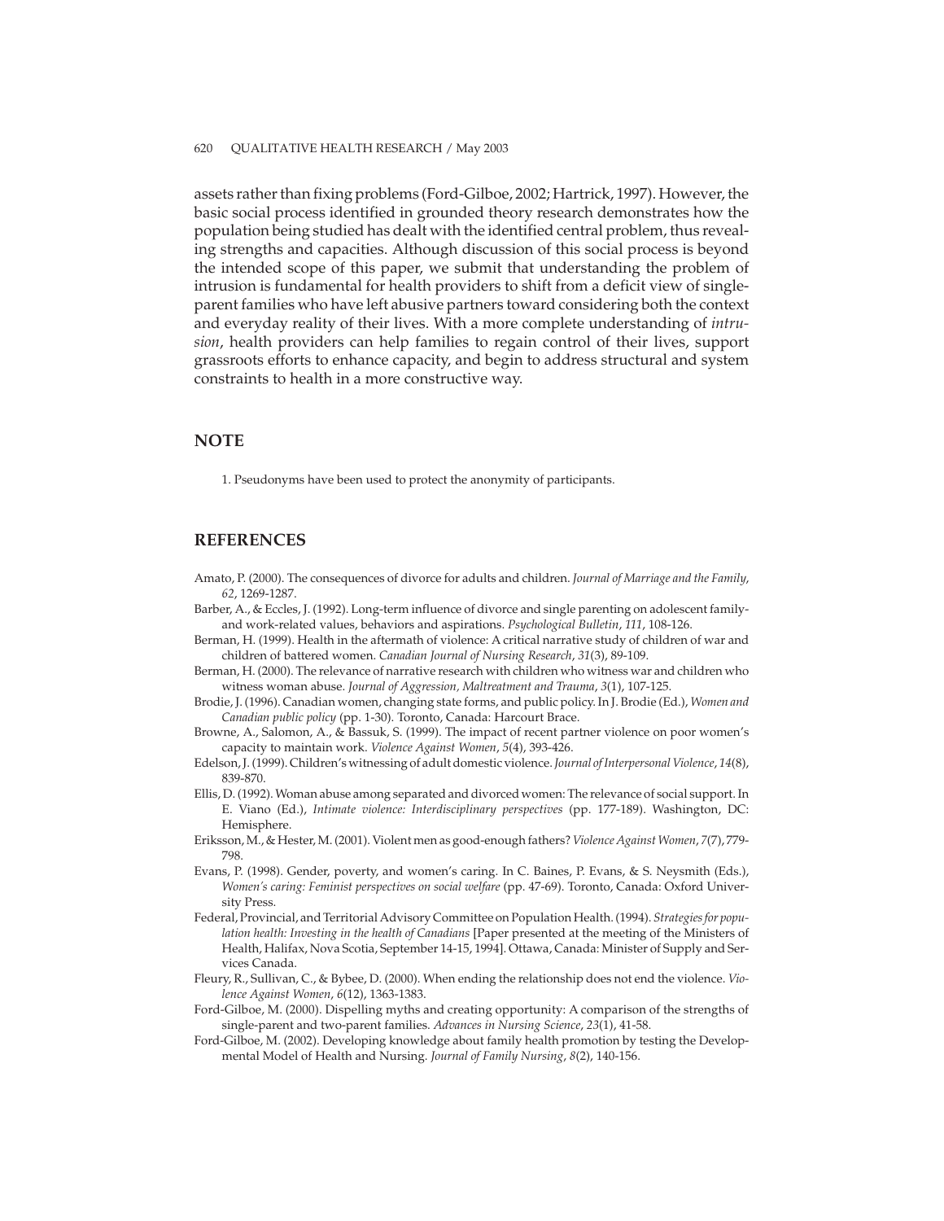assets rather than fixing problems (Ford-Gilboe, 2002; Hartrick, 1997). However, the basic social process identified in grounded theory research demonstrates how the population being studied has dealt with the identified central problem, thus revealing strengths and capacities. Although discussion of this social process is beyond the intended scope of this paper, we submit that understanding the problem of intrusion is fundamental for health providers to shift from a deficit view of single-parent families who have left abusive partners toward considering both the context and everyday reality of their lives. With a more complete understanding of *intrusion*, health providers can help families to regain control of their lives, support grassroots efforts to enhance capacity, and begin to address structural and system constraints to health in a more constructive way.

## NOTE

1. Pseudonyms have been used to protect the anonymity of participants.

## REFERENCES

Amato, P. (2000). The consequences of divorce for adults and children. *Journal of Marriage and the Family*, *62*, 1269-1287.

Barber, A., & Eccles, J. (1992). Long-term influence of divorce and single parenting on adolescent family- and work-related values, behaviors and aspirations. *Psychological Bulletin*, *111*, 108-126.

Berman, H. (1999). Health in the aftermath of violence: A critical narrative study of children of war and children of battered women. *Canadian Journal of Nursing Research*, *31*(3), 89-109.

Berman, H. (2000). The relevance of narrative research with children who witness war and children who witness woman abuse. *Journal of Aggression, Maltreatment and Trauma*, *3*(1), 107-125.

Brodie, J. (1996). Canadian women, changing state forms, and public policy. In J. Brodie (Ed.), *Women and Canadian public policy* (pp. 1-30). Toronto, Canada: Harcourt Brace.

Browne, A., Salomon, A., & Bassuk, S. (1999). The impact of recent partner violence on poor women's capacity to maintain work. *Violence Against Women*, *5*(4), 393-426.

Edelson, J. (1999). Children's witnessing of adult domestic violence. *Journal of Interpersonal Violence*, *14*(8), 839-870.

Ellis, D. (1992). Woman abuse among separated and divorced women: The relevance of social support. In E. Viano (Ed.), *Intimate violence: Interdisciplinary perspectives* (pp. 177-189). Washington, DC: Hemisphere.

Eriksson, M., & Hester, M. (2001). Violent men as good-enough fathers? *Violence Against Women*, *7*(7), 779-798.

Evans, P. (1998). Gender, poverty, and women's caring. In C. Baines, P. Evans, & S. Neysmith (Eds.), *Women's caring: Feminist perspectives on social welfare* (pp. 47-69). Toronto, Canada: Oxford University Press.

Federal, Provincial, and Territorial Advisory Committee on Population Health. (1994). *Strategies for population health: Investing in the health of Canadians* [Paper presented at the meeting of the Ministers of Health, Halifax, Nova Scotia, September 14-15, 1994]. Ottawa, Canada: Minister of Supply and Services Canada.

Fleury, R., Sullivan, C., & Bybee, D. (2000). When ending the relationship does not end the violence. *Violence Against Women*, *6*(12), 1363-1383.

Ford-Gilboe, M. (2000). Dispelling myths and creating opportunity: A comparison of the strengths of single-parent and two-parent families. *Advances in Nursing Science*, *23*(1), 41-58.

Ford-Gilboe, M. (2002). Developing knowledge about family health promotion by testing the Developmental Model of Health and Nursing. *Journal of Family Nursing*, *8*(2), 140-156.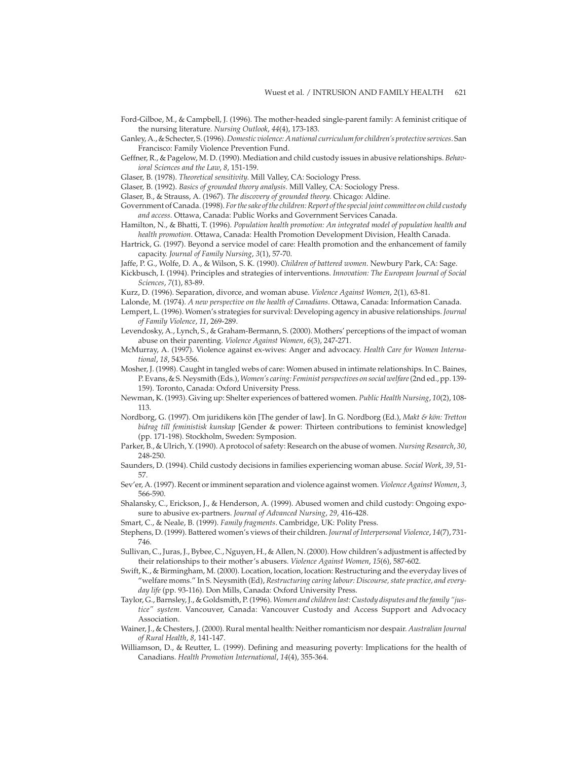Ford-Gilboe, M., & Campbell, J. (1996). The mother-headed single-parent family: A feminist critique of the nursing literature. *Nursing Outlook*, *44*(4), 173-183.

Ganley, A., & Schecter, S. (1996). *Domestic violence: A national curriculum for children's protective services*. San Francisco: Family Violence Prevention Fund.

Geffner, R., & Pagelow, M. D. (1990). Mediation and child custody issues in abusive relationships. *Behavioral Sciences and the Law*, *8*, 151-159.

Glaser, B. (1978). *Theoretical sensitivity*. Mill Valley, CA: Sociology Press.

Glaser, B. (1992). *Basics of grounded theory analysis*. Mill Valley, CA: Sociology Press.

Glaser, B., & Strauss, A. (1967). *The discovery of grounded theory*. Chicago: Aldine.

Government of Canada. (1998). *For the sake of the children: Report of the special joint committee on child custody and access*. Ottawa, Canada: Public Works and Government Services Canada.

Hamilton, N., & Bhatti, T. (1996). *Population health promotion: An integrated model of population health and health promotion*. Ottawa, Canada: Health Promotion Development Division, Health Canada.

Hartrick, G. (1997). Beyond a service model of care: Health promotion and the enhancement of family capacity. *Journal of Family Nursing*, *3*(1), 57-70.

Jaffe, P. G., Wolfe, D. A., & Wilson, S. K. (1990). *Children of battered women*. Newbury Park, CA: Sage.

Kickbusch, I. (1994). Principles and strategies of interventions. *Innovation: The European Journal of Social Sciences*, *7*(1), 83-89.

Kurz, D. (1996). Separation, divorce, and woman abuse. *Violence Against Women*, *2*(1), 63-81.

Lalonde, M. (1974). *A new perspective on the health of Canadians*. Ottawa, Canada: Information Canada.

Lempert, L. (1996). Women's strategies for survival: Developing agency in abusive relationships. *Journal of Family Violence*, *11*, 269-289.

Levendosky, A., Lynch, S., & Graham-Bermann, S. (2000). Mothers' perceptions of the impact of woman abuse on their parenting. *Violence Against Women*, *6*(3), 247-271.

McMurray, A. (1997). Violence against ex-wives: Anger and advocacy. *Health Care for Women International*, *18*, 543-556.

Mosher, J. (1998). Caught in tangled webs of care: Women abused in intimate relationships. In C. Baines, P. Evans, & S. Neysmith (Eds.), *Women's caring: Feminist perspectives on social welfare* (2nd ed., pp. 139-159). Toronto, Canada: Oxford University Press.

Newman, K. (1993). Giving up: Shelter experiences of battered women. *Public Health Nursing*, *10*(2), 108-113.

Nordborg, G. (1997). Om juridikens kön [The gender of law]. In G. Nordborg (Ed.), *Makt & kön: Tretton bidrag till feministisk kunskap* [Gender & power: Thirteen contributions to feminist knowledge] (pp. 171-198). Stockholm, Sweden: Symposion.

Parker, B., & Ulrich, Y. (1990). A protocol of safety: Research on the abuse of women. *Nursing Research*, *30*, 248-250.

Saunders, D. (1994). Child custody decisions in families experiencing woman abuse. *Social Work*, *39*, 51-57.

Sev'er, A. (1997). Recent or imminent separation and violence against women. *Violence Against Women*, *3*, 566-590.

Shalansky, C., Erickson, J., & Henderson, A. (1999). Abused women and child custody: Ongoing exposure to abusive ex-partners. *Journal of Advanced Nursing*, *29*, 416-428.

Smart, C., & Neale, B. (1999). *Family fragments*. Cambridge, UK: Polity Press.

Stephens, D. (1999). Battered women's views of their children. *Journal of Interpersonal Violence*, *14*(7), 731-746.

Sullivan, C., Juras, J., Bybee, C., Nguyen, H., & Allen, N. (2000). How children's adjustment is affected by their relationships to their mother's abusers. *Violence Against Women*, *15*(6), 587-602.

Swift, K., & Birmingham, M. (2000). Location, location, location: Restructuring and the everyday lives of "welfare moms." In S. Neysmith (Ed), *Restructuring caring labour: Discourse, state practice, and everyday life* (pp. 93-116). Don Mills, Canada: Oxford University Press.

Taylor, G., Barnsley, J., & Goldsmith, P. (1996). *Women and children last: Custody disputes and the family "justice" system*. Vancouver, Canada: Vancouver Custody and Access Support and Advocacy Association.

Wainer, J., & Chesters, J. (2000). Rural mental health: Neither romanticism nor despair. *Australian Journal of Rural Health*, *8*, 141-147.

Williamson, D., & Reutter, L. (1999). Defining and measuring poverty: Implications for the health of Canadians. *Health Promotion International*, *14*(4), 355-364.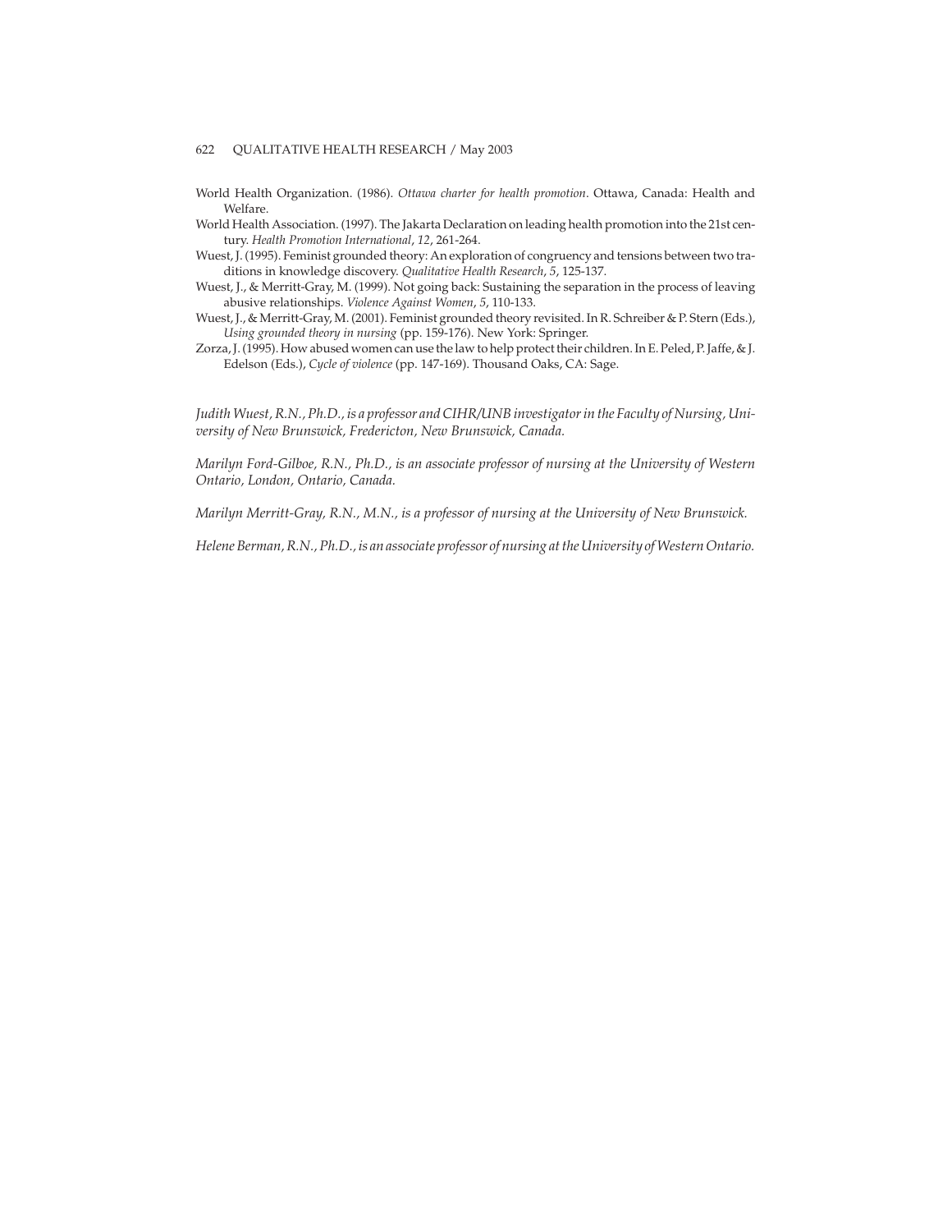World Health Organization. (1986). *Ottawa charter for health promotion*. Ottawa, Canada: Health and Welfare.

World Health Association. (1997). The Jakarta Declaration on leading health promotion into the 21st century. *Health Promotion International*, *12*, 261-264.

Wuest, J. (1995). Feminist grounded theory: An exploration of congruency and tensions between two traditions in knowledge discovery. *Qualitative Health Research*, *5*, 125-137.

Wuest, J., & Merritt-Gray, M. (1999). Not going back: Sustaining the separation in the process of leaving abusive relationships. *Violence Against Women*, *5*, 110-133.

Wuest, J., & Merritt-Gray, M. (2001). Feminist grounded theory revisited. In R. Schreiber & P. Stern (Eds.), *Using grounded theory in nursing* (pp. 159-176). New York: Springer.

Zorza, J. (1995). How abused women can use the law to help protect their children. In E. Peled, P. Jaffe, & J. Edelson (Eds.), *Cycle of violence* (pp. 147-169). Thousand Oaks, CA: Sage.

*Judith Wuest, R.N., Ph.D., is a professor and CIHR/UNB investigator in the Faculty of Nursing, University of New Brunswick, Fredericton, New Brunswick, Canada.*

*Marilyn Ford-Gilboe, R.N., Ph.D., is an associate professor of nursing at the University of Western Ontario, London, Ontario, Canada.*

*Marilyn Merritt-Gray, R.N., M.N., is a professor of nursing at the University of New Brunswick.*

*Helene Berman, R.N., Ph.D., is an associate professor of nursing at the University of Western Ontario.*